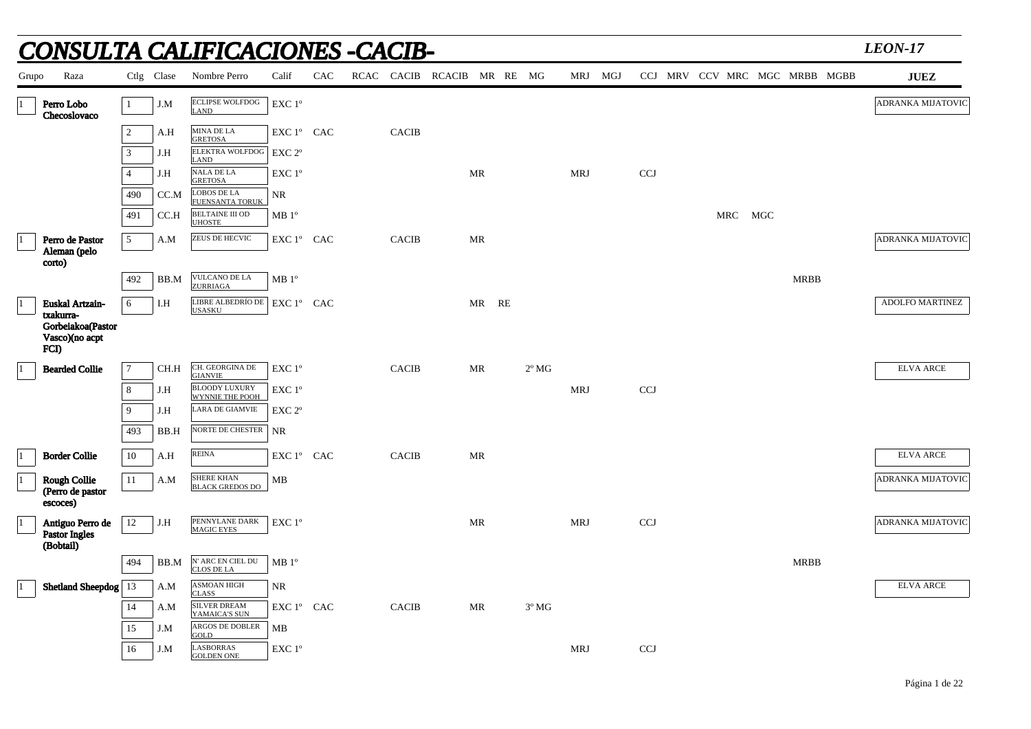# CONSULTA CALIFICACIONES -CACIB-

*LEON-17*

| Grupo | Raza | Ctlg | Clase | Nombre Perro | Calif | CAC | RCAC | CACIB | RCACIB | MR | RE | MG | MRJ | MGJ | CCJ | MRV | CCV | MRC | MGC | MRBB | MGBB | JUEZ |
|---|---|---|---|---|---|---|---|---|---|---|---|---|---|---|---|---|---|---|---|---|---|---|
| 1 | Perro Lobo Checoslovaco | 1 | J.M | ECLIPSE WOLFDOG LAND | EXC 1º | | | | | | | | | | | | | | | | | ADRANKA MIJATOVIC |
| | | 2 | A.H | MINA DE LA GRETOSA | EXC 1º | CAC | | CACIB | | | | | | | | | | | | | | |
| | | 3 | J.H | ELEKTRA WOLFDOG LAND | EXC 2º | | | | | | | | | | | | | | | | | |
| | | 4 | J.H | NALA DE LA GRETOSA | EXC 1º | | | | | MR | | | MRJ | | CCJ | | | | | | | |
| | | 490 | CC.M | LOBOS DE LA FUENSANTA TORUK | NR | | | | | | | | | | | | | | | | | |
| | | 491 | CC.H | BELTAINE III OD UHOSTE | MB 1º | | | | | | | | | | | | | MRC | MGC | | | |
| 1 | Perro de Pastor Aleman (pelo corto) | 5 | A.M | ZEUS DE HECVIC | EXC 1º | CAC | | CACIB | | MR | | | | | | | | | | | | ADRANKA MIJATOVIC |
| | | 492 | BB.M | VULCANO DE LA ZURRIAGA | MB 1º | | | | | | | | | | | | | | | MRBB | | |
| 1 | Euskal Artzain-txakurra-Gorbeiakoa(Pastor Vasco)(no acpt FCI) | 6 | I.H | LIBRE ALBEDRÍO DE USASKU | EXC 1º | CAC | | | | MR | RE | | | | | | | | | | | ADOLFO MARTINEZ |
| 1 | Bearded Collie | 7 | CH.H | CH. GEORGINA DE GIANVIE | EXC 1º | | | CACIB | | MR | | 2º MG | | | | | | | | | | ELVA ARCE |
| | | 8 | J.H | BLOODY LUXURY WYNNIE THE POOH | EXC 1º | | | | | | | | MRJ | | CCJ | | | | | | | |
| | | 9 | J.H | LARA DE GIAMVIE | EXC 2º | | | | | | | | | | | | | | | | | |
| | | 493 | BB.H | NORTE DE CHESTER | NR | | | | | | | | | | | | | | | | | |
| 1 | Border Collie | 10 | A.H | REINA | EXC 1º | CAC | | CACIB | | MR | | | | | | | | | | | | ELVA ARCE |
| 1 | Rough Collie (Perro de pastor escoces) | 11 | A.M | SHERE KHAN BLACK GREDOS DO | MB | | | | | | | | | | | | | | | | | ADRANKA MIJATOVIC |
| 1 | Antiguo Perro de Pastor Ingles (Bobtail) | 12 | J.H | PENNYLANE DARK MAGIC EYES | EXC 1º | | | | | MR | | | MRJ | | CCJ | | | | | | | ADRANKA MIJATOVIC |
| | | 494 | BB.M | N' ARC EN CIEL DU CLOS DE LA | MB 1º | | | | | | | | | | | | | | | MRBB | | |
| 1 | Shetland Sheepdog | 13 | A.M | ASMOAN HIGH CLASS | NR | | | | | | | | | | | | | | | | | ELVA ARCE |
| | | 14 | A.M | SILVER DREAM YAMAICA'S SUN | EXC 1º | CAC | | CACIB | | MR | | 3º MG | | | | | | | | | | |
| | | 15 | J.M | ARGOS DE DOBLER GOLD | MB | | | | | | | | | | | | | | | | | |
| | | 16 | J.M | LASBORRAS GOLDEN ONE | EXC 1º | | | | | | | | MRJ | | CCJ | | | | | | | |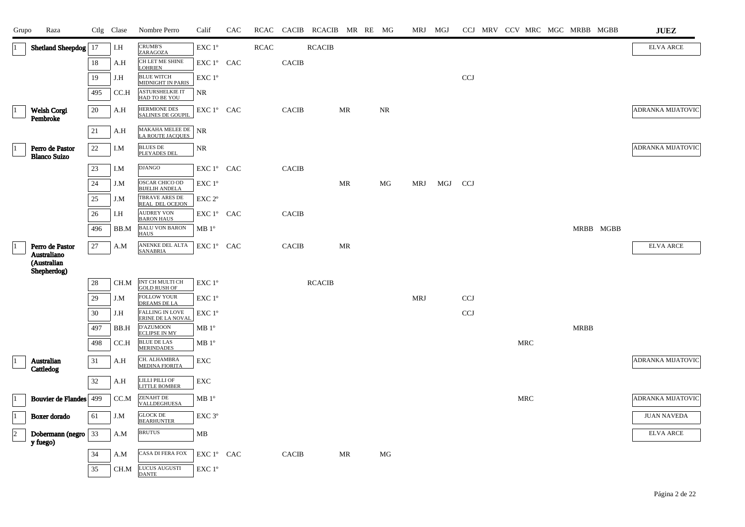| Grupo | Raza | Ctlg | Clase | Nombre Perro | Calif | CAC | RCAC | CACIB | RCACIB | MR | RE | MG | MRJ | MGJ | CCJ | MRV | CCV | MRC | MGC | MRBB | MGBB | JUEZ |
|---|---|---|---|---|---|---|---|---|---|---|---|---|---|---|---|---|---|---|---|---|---|---|
| 1 | Shetland Sheepdog | 17 | I.H | CRUMB'S ZARAGOZA | EXC 1º | | RCAC | | RCACIB | | | | | | | | | | | | | ELVA ARCE |
| | | 18 | A.H | CH LET ME SHINE LOHRIEN | EXC 1º | CAC | | CACIB | | | | | | | | | | | | | | |
| | | 19 | J.H | BLUE WITCH MIDNIGHT IN PARIS | EXC 1º | | | | | | | | | | CCJ | | | | | | | |
| | | 495 | CC.H | ASTURSHELKIE IT HAD TO BE YOU | NR | | | | | | | | | | | | | | | | | |
| 1 | Welsh Corgi Pembroke | 20 | A.H | HERMIONE DES SALINES DE GOUPIL | EXC 1º | CAC | | CACIB | | MR | | NR | | | | | | | | | | ADRANKA MIJATOVIC |
| | | 21 | A.H | MAKAHA MELEE DE LA ROUTE JACQUES | NR | | | | | | | | | | | | | | | | | |
| 1 | Perro de Pastor Blanco Suizo | 22 | I.M | BLUES DE PLEYADES DEL | NR | | | | | | | | | | | | | | | | | ADRANKA MIJATOVIC |
| | | 23 | I.M | DJANGO | EXC 1º | CAC | | CACIB | | | | | | | | | | | | | | |
| | | 24 | J.M | OSCAR CHICO OD BIJELIH ANDELA | EXC 1º | | | | | MR | | MG | MRJ | MGJ | CCJ | | | | | | | |
| | | 25 | J.M | TBRAVE ARES DE REAL DEL OCEJON | EXC 2º | | | | | | | | | | | | | | | | | |
| | | 26 | I.H | AUDREY VON BARON HAUS | EXC 1º | CAC | | CACIB | | | | | | | | | | | | | | |
| | | 496 | BB.M | BALU VON BARON HAUS | MB 1º | | | | | | | | | | | | | | | MRBB | MGBB | |
| 1 | Perro de Pastor Australiano (Australian Shepherdog) | 27 | A.M | ANENKE DEL ALTA SANABRIA | EXC 1º | CAC | | CACIB | | MR | | | | | | | | | | | | ELVA ARCE |
| | | 28 | CH.M | INT CH MULTI CH GOLD RUSH OF | EXC 1º | | | | RCACIB | | | | | | | | | | | | | |
| | | 29 | J.M | FOLLOW YOUR DREAMS DE LA | EXC 1º | | | | | | | | MRJ | | CCJ | | | | | | | |
| | | 30 | J.H | FALLING IN LOVE ERINE DE LA NOVAL | EXC 1º | | | | | | | | | | CCJ | | | | | | | |
| | | 497 | BB.H | D'AZUMOON ECLIPSE IN MY | MB 1º | | | | | | | | | | | | | | | MRBB | | |
| | | 498 | CC.H | BLUE DE LAS MERINDADES | MB 1º | | | | | | | | | | | | | MRC | | | | |
| 1 | Australian Cattledog | 31 | A.H | CH. ALHAMBRA MEDINA FIORITA | EXC | | | | | | | | | | | | | | | | | ADRANKA MIJATOVIC |
| | | 32 | A.H | LILLI PILLI OF LITTLE BOMBER | EXC | | | | | | | | | | | | | | | | | |
| 1 | Bouvier de Flandes | 499 | CC.M | ZENAHT DE VALLDEGHUESA | MB 1º | | | | | | | | | | | | | MRC | | | | ADRANKA MIJATOVIC |
| 1 | Boxer dorado | 61 | J.M | GLOCK DE BEARHUNTER | EXC 3º | | | | | | | | | | | | | | | | | JUAN NAVEDA |
| 2 | Dobermann (negro y fuego) | 33 | A.M | BRUTUS | MB | | | | | | | | | | | | | | | | | ELVA ARCE |
| | | 34 | A.M | CASA DI FERA FOX | EXC 1º | CAC | | CACIB | | MR | | MG | | | | | | | | | | |
| | | 35 | CH.M | LUCUS AUGUSTI DANTE | EXC 1º | | | | | | | | | | | | | | | | | |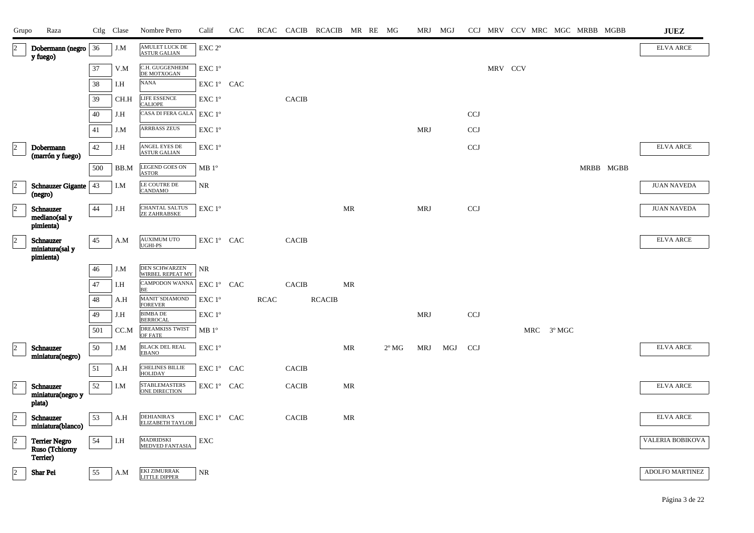| Grupo | Raza | Ctlg | Clase | Nombre Perro | Calif | CAC | RCAC | CACIB | RCACIB | MR | RE | MG | MRJ | MGJ | CCJ | MRV | CCV | MRC | MGC | MRBB | MGBB | JUEZ |
|---|---|---|---|---|---|---|---|---|---|---|---|---|---|---|---|---|---|---|---|---|---|---|
| 2 | Dobermann (negro y fuego) | 36 | J.M | AMULET LUCK DE ASTUR GALIAN | EXC 2º | | | | | | | | | | | | | | | | | ELVA ARCE |
| | | 37 | V.M | C.H. GUGGENHEIM DE MOTXOGAN | EXC 1º | | | | | | | | | | | MRV | CCV | | | | | |
| | | 38 | I.H | NANA | EXC 1º | CAC | | | | | | | | | | | | | | | | |
| | | 39 | CH.H | LIFE ESSENCE CALIOPE | EXC 1º | | | CACIB | | | | | | | | | | | | | | |
| | | 40 | J.H | CASA DI FERA GALA | EXC 1º | | | | | | | | | | CCJ | | | | | | | |
| | | 41 | J.M | ARRBASS ZEUS | EXC 1º | | | | | | | | MRJ | | CCJ | | | | | | | |
| 2 | Dobermann (marrón y fuego) | 42 | J.H | ANGEL EYES DE ASTUR GALIAN | EXC 1º | | | | | | | | | | CCJ | | | | | | | ELVA ARCE |
| | | 500 | BB.M | LEGEND GOES ON ASTOR | MB 1º | | | | | | | | | | | | | | | MRBB | MGBB | |
| 2 | Schnauzer Gigante (negro) | 43 | I.M | LE COUTRE DE CANDAMO | NR | | | | | | | | | | | | | | | | | JUAN NAVEDA |
| 2 | Schnauzer mediano(sal y pimienta) | 44 | J.H | CHANTAL SALTUS ZE ZAHRABSKE | EXC 1º | | | | | MR | | | MRJ | | CCJ | | | | | | | JUAN NAVEDA |
| 2 | Schnauzer miniatura(sal y pimienta) | 45 | A.M | AUXIMUM UTO UGHI-PS | EXC 1º | CAC | | CACIB | | | | | | | | | | | | | | ELVA ARCE |
| | | 46 | J.M | DEN SCHWARZEN WIRBEL REPEAT MY | NR | | | | | | | | | | | | | | | | | |
| | | 47 | I.H | CAMPODON WANNA BE | EXC 1º | CAC | | CACIB | | MR | | | | | | | | | | | | |
| | | 48 | A.H | MANIT´SDIAMOND FOREVER | EXC 1º | | RCAC | | RCACIB | | | | | | | | | | | | | |
| | | 49 | J.H | BIMBA DE BERROCAL | EXC 1º | | | | | | | | MRJ | | CCJ | | | | | | | |
| | | 501 | CC.M | DREAMKISS TWIST OF FATE | MB 1º | | | | | | | | | | | | | MRC | 3º MGC | | | |
| 2 | Schnauzer miniatura(negro) | 50 | J.M | BLACK DEL REAL EBANO | EXC 1º | | | | | MR | | 2º MG | MRJ | MGJ | CCJ | | | | | | | ELVA ARCE |
| | | 51 | A.H | CHELINES BILLIE HOLIDAY | EXC 1º | CAC | | CACIB | | | | | | | | | | | | | | |
| 2 | Schnauzer miniatura(negro y plata) | 52 | I.M | STABLEMASTERS ONE DIRECTION | EXC 1º | CAC | | CACIB | | MR | | | | | | | | | | | | ELVA ARCE |
| 2 | Schnauzer miniatura(blanco) | 53 | A.H | DEHIANIRA'S ELIZABETH TAYLOR | EXC 1º | CAC | | CACIB | | MR | | | | | | | | | | | | ELVA ARCE |
| 2 | Terrier Negro Ruso (Tchiorny Terrier) | 54 | I.H | MADRIDSKI MEDVED FANTASIA | EXC | | | | | | | | | | | | | | | | | VALERIA BOBIKOVA |
| 2 | Shar Pei | 55 | A.M | EKI ZIMURRAK LITTLE DIPPER | NR | | | | | | | | | | | | | | | | | ADOLFO MARTINEZ |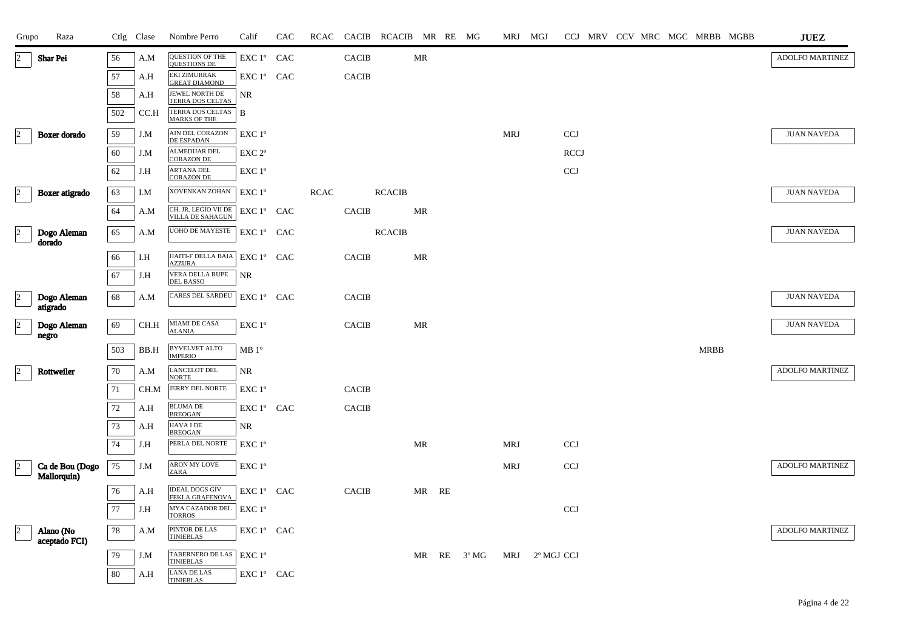| Grupo | Raza | Ctlg | Clase | Nombre Perro | Calif | CAC | RCAC | CACIB | RCACIB | MR | RE | MG | MRJ | MGJ | CCJ | MRV | CCV | MRC | MGC | MRBB | MGBB | JUEZ |
|---|---|---|---|---|---|---|---|---|---|---|---|---|---|---|---|---|---|---|---|---|---|---|
| 2 | Shar Pei | 56 | A.M | QUESTION OF THE QUESTIONS DE | EXC 1º | CAC | | CACIB | | MR | | | | | | | | | | | | ADOLFO MARTINEZ |
| | | 57 | A.H | EKI ZIMURRAK GREAT DIAMOND | EXC 1º | CAC | | CACIB | | | | | | | | | | | | | | |
| | | 58 | A.H | JEWEL NORTH DE TERRA DOS CELTAS | NR | | | | | | | | | | | | | | | | | |
| | | 502 | CC.H | TERRA DOS CELTAS MARKS OF THE | B | | | | | | | | | | | | | | | | | |
| 2 | Boxer dorado | 59 | J.M | AIN DEL CORAZON DE ESPADAN | EXC 1º | | | | | | | | MRJ | | CCJ | | | | | | | JUAN NAVEDA |
| | | 60 | J.M | ALMEDIJAR DEL CORAZON DE | EXC 2º | | | | | | | | | | RCCJ | | | | | | | |
| | | 62 | J.H | ARTANA DEL CORAZON DE | EXC 1º | | | | | | | | | | CCJ | | | | | | | |
| 2 | Boxer atigrado | 63 | I.M | XOVENKAN ZOHAN | EXC 1º | | RCAC | | RCACIB | | | | | | | | | | | | | JUAN NAVEDA |
| | | 64 | A.M | CH. JR. LEGIO VII DE VILLA DE SAHAGUN | EXC 1º | CAC | | CACIB | | MR | | | | | | | | | | | | |
| 2 | Dogo Aleman dorado | 65 | A.M | UOHO DE MAYESTE | EXC 1º | CAC | | | RCACIB | | | | | | | | | | | | | JUAN NAVEDA |
| | | 66 | I.H | HAITI-F DELLA BAIA AZZURA | EXC 1º | CAC | | CACIB | | MR | | | | | | | | | | | | |
| | | 67 | J.H | VERA DELLA RUPE DEL BASSO | NR | | | | | | | | | | | | | | | | | |
| 2 | Dogo Aleman atigrado | 68 | A.M | CARES DEL SARDEU | EXC 1º | CAC | | CACIB | | | | | | | | | | | | | | JUAN NAVEDA |
| 2 | Dogo Aleman negro | 69 | CH.H | MIAMI DE CASA ALANIA | EXC 1º | | | CACIB | | MR | | | | | | | | | | | | JUAN NAVEDA |
| | | 503 | BB.H | BYVELVET ALTO IMPERIO | MB 1º | | | | | | | | | | | | | | | MRBB | | |
| 2 | Rottweiler | 70 | A.M | LANCELOT DEL NORTE | NR | | | | | | | | | | | | | | | | | ADOLFO MARTINEZ |
| | | 71 | CH.M | JERRY DEL NORTE | EXC 1º | | | CACIB | | | | | | | | | | | | | | |
| | | 72 | A.H | BLUMA DE BREOGAN | EXC 1º | CAC | | CACIB | | | | | | | | | | | | | | |
| | | 73 | A.H | HAVA I DE BREOGAN | NR | | | | | | | | | | | | | | | | | |
| | | 74 | J.H | PERLA DEL NORTE | EXC 1º | | | | | MR | | | MRJ | | CCJ | | | | | | | |
| 2 | Ca de Bou (Dogo Mallorquin) | 75 | J.M | ARON MY LOVE ZARA | EXC 1º | | | | | | | | MRJ | | CCJ | | | | | | | ADOLFO MARTINEZ |
| | | 76 | A.H | IDEAL DOGS GIV FEKLA GRAFENOVA | EXC 1º | CAC | | CACIB | | MR | RE | | | | | | | | | | | |
| | | 77 | J.H | MYA CAZADOR DEL TORROS | EXC 1º | | | | | | | | | | CCJ | | | | | | | |
| 2 | Alano (No aceptado FCI) | 78 | A.M | PINTOR DE LAS TINIEBLAS | EXC 1º | CAC | | | | | | | | | | | | | | | | ADOLFO MARTINEZ |
| | | 79 | J.M | TABERNERO DE LAS TINIEBLAS | EXC 1º | | | | | MR | RE | 3º MG | MRJ | 2º MGJ | CCJ | | | | | | | |
| | | 80 | A.H | LANA DE LAS TINIEBLAS | EXC 1º | CAC | | | | | | | | | | | | | | | | |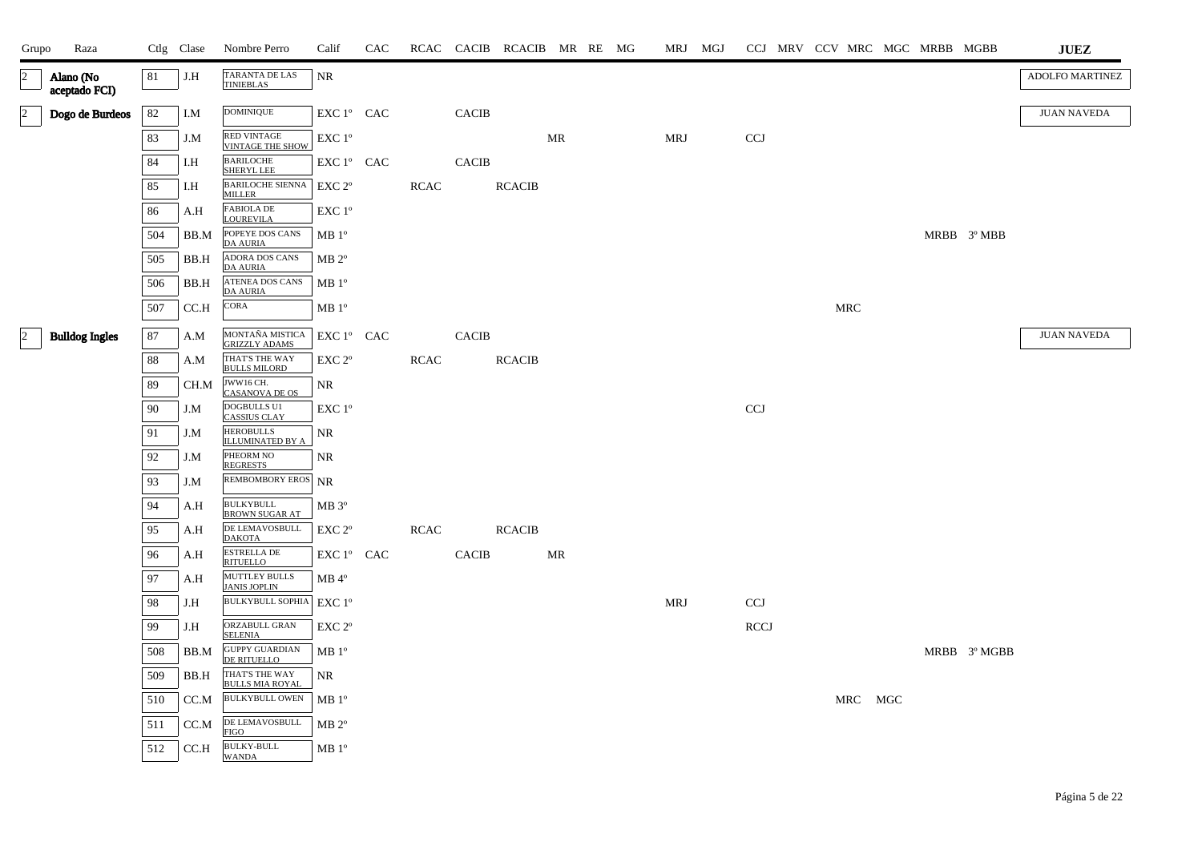| Grupo | Raza | Ctlg | Clase | Nombre Perro | Calif | CAC | RCAC | CACIB | RCACIB | MR | RE | MG | MRJ | MGJ | CCJ | MRV | CCV | MRC | MGC | MRBB | MGBB | JUEZ |
|---|---|---|---|---|---|---|---|---|---|---|---|---|---|---|---|---|---|---|---|---|---|---|
| 2 | **Alano (No aceptado FCI)** | 81 | J.H | TARANTA DE LAS TINIEBLAS | NR | | | | | | | | | | | | | | | | | ADOLFO MARTINEZ |
| 2 | **Dogo de Burdeos** | 82 | I.M | DOMINIQUE | EXC 1º | CAC | | CACIB | | | | | | | | | | | | | | JUAN NAVEDA |
| | | 83 | J.M | RED VINTAGE VINTAGE THE SHOW | EXC 1º | | | | | MR | | | MRJ | | CCJ | | | | | | | |
| | | 84 | I.H | BARILOCHE SHERYL LEE | EXC 1º | CAC | | CACIB | | | | | | | | | | | | | | |
| | | 85 | I.H | BARILOCHE SIENNA MILLER | EXC 2º | | RCAC | | RCACIB | | | | | | | | | | | | | |
| | | 86 | A.H | FABIOLA DE LOUREVILA | EXC 1º | | | | | | | | | | | | | | | | | |
| | | 504 | BB.M | POPEYE DOS CANS DA AURIA | MB 1º | | | | | | | | | | | | | | | MRBB | 3º MBB | |
| | | 505 | BB.H | ADORA DOS CANS DA AURIA | MB 2º | | | | | | | | | | | | | | | | | |
| | | 506 | BB.H | ATENEA DOS CANS DA AURIA | MB 1º | | | | | | | | | | | | | | | | | |
| | | 507 | CC.H | CORA | MB 1º | | | | | | | | | | | | | MRC | | | | |
| 2 | **Bulldog Ingles** | 87 | A.M | MONTAÑA MISTICA GRIZZLY ADAMS | EXC 1º | CAC | | CACIB | | | | | | | | | | | | | | JUAN NAVEDA |
| | | 88 | A.M | THAT'S THE WAY BULLS MILORD | EXC 2º | | RCAC | | RCACIB | | | | | | | | | | | | | |
| | | 89 | CH.M | JWW16 CH. CASANOVA DE OS | NR | | | | | | | | | | | | | | | | | |
| | | 90 | J.M | DOGBULLS U1 CASSIUS CLAY | EXC 1º | | | | | | | | | | CCJ | | | | | | | |
| | | 91 | J.M | HEROBULLS ILLUMINATED BY A | NR | | | | | | | | | | | | | | | | | |
| | | 92 | J.M | PHEORM NO REGRESTS | NR | | | | | | | | | | | | | | | | | |
| | | 93 | J.M | REMBOMBORY EROS | NR | | | | | | | | | | | | | | | | | |
| | | 94 | A.H | BULKYBULL BROWN SUGAR AT | MB 3º | | | | | | | | | | | | | | | | | |
| | | 95 | A.H | DE LEMAVOSBULL DAKOTA | EXC 2º | | RCAC | | RCACIB | | | | | | | | | | | | | |
| | | 96 | A.H | ESTRELLA DE RITUELLO | EXC 1º | CAC | | CACIB | | MR | | | | | | | | | | | | |
| | | 97 | A.H | MUTTLEY BULLS JANIS JOPLIN | MB 4º | | | | | | | | | | | | | | | | | |
| | | 98 | J.H | BULKYBULL SOPHIA | EXC 1º | | | | | | | | MRJ | | CCJ | | | | | | | |
| | | 99 | J.H | ORZABULL GRAN SELENIA | EXC 2º | | | | | | | | | | RCCJ | | | | | | | |
| | | 508 | BB.M | GUPPY GUARDIAN DE RITUELLO | MB 1º | | | | | | | | | | | | | | | MRBB | 3º MGBB | |
| | | 509 | BB.H | THAT'S THE WAY BULLS MIA ROYAL | NR | | | | | | | | | | | | | | | | | |
| | | 510 | CC.M | BULKYBULL OWEN | MB 1º | | | | | | | | | | | | | MRC | MGC | | | |
| | | 511 | CC.M | DE LEMAVOSBULL FIGO | MB 2º | | | | | | | | | | | | | | | | | |
| | | 512 | CC.H | BULKY-BULL WANDA | MB 1º | | | | | | | | | | | | | | | | | |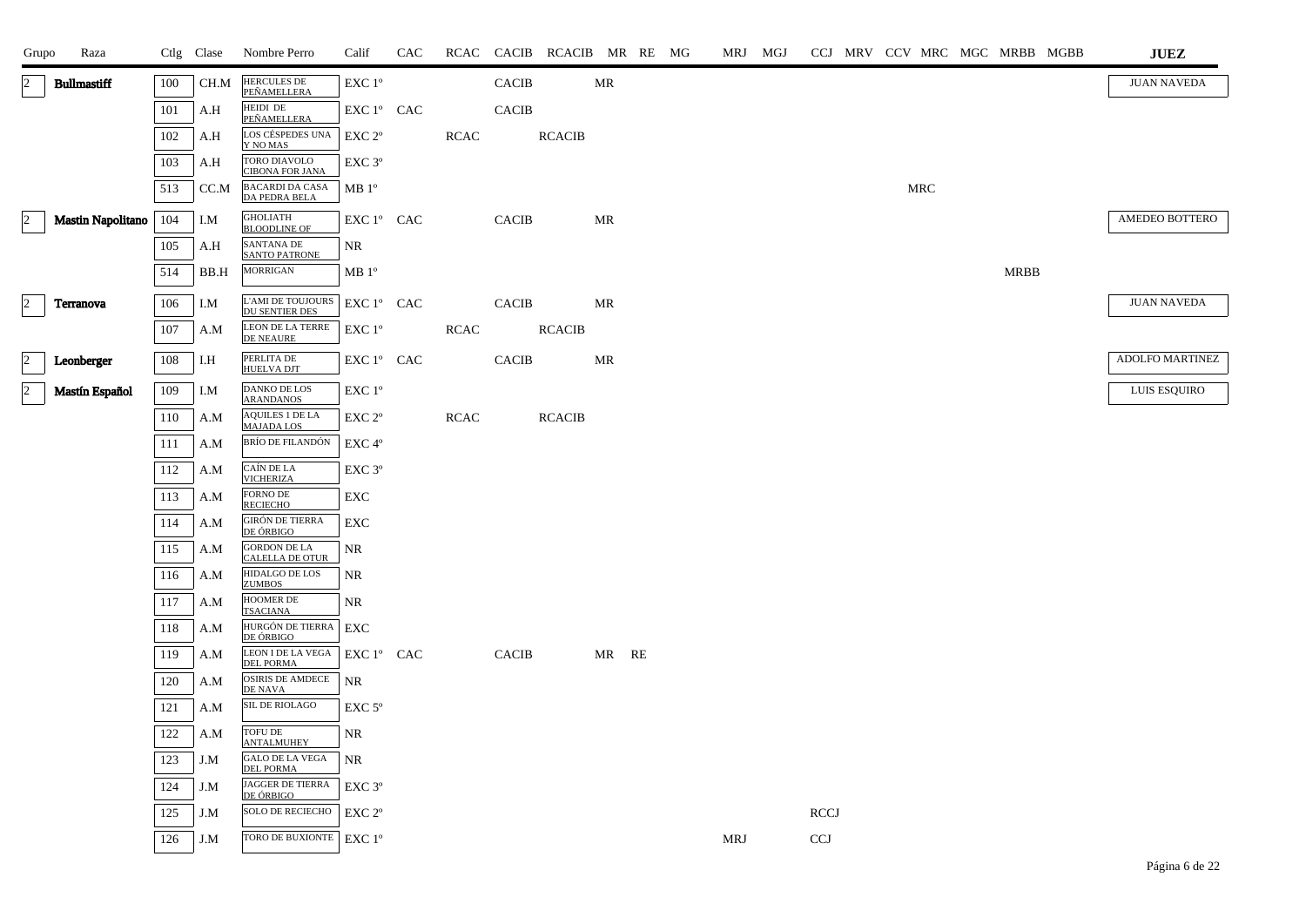| Grupo | Raza | Ctlg | Clase | Nombre Perro | Calif | CAC | RCAC | CACIB | RCACIB | MR | RE | MG | MRJ | MGJ | CCJ | MRV | CCV | MRC | MGC | MRBB | MGBB | JUEZ |
|---|---|---|---|---|---|---|---|---|---|---|---|---|---|---|---|---|---|---|---|---|---|---|
| 2 | **Bullmastiff** | 100 | CH.M | HERCULES DE PEÑAMELLERA | EXC 1º | | | CACIB | | MR | | | | | | | | | | | | JUAN NAVEDA |
| | | 101 | A.H | HEIDI DE PEÑAMELLERA | EXC 1º | CAC | | CACIB | | | | | | | | | | | | | | |
| | | 102 | A.H | LOS CÉSPEDES UNA Y NO MAS | EXC 2º | | RCAC | | RCACIB | | | | | | | | | | | | | |
| | | 103 | A.H | TORO DIAVOLO CIBONA FOR JANA | EXC 3º | | | | | | | | | | | | | | | | | |
| | | 513 | CC.M | BACARDI DA CASA DA PEDRA BELA | MB 1º | | | | | | | | | | | | | MRC | | | | |
| 2 | **Mastin Napolitano** | 104 | I.M | GHOLIATH BLOODLINE OF | EXC 1º | CAC | | CACIB | | MR | | | | | | | | | | | | AMEDEO BOTTERO |
| | | 105 | A.H | SANTANA DE SANTO PATRONE | NR | | | | | | | | | | | | | | | | | |
| | | 514 | BB.H | MORRIGAN | MB 1º | | | | | | | | | | | | | | | MRBB | | |
| 2 | **Terranova** | 106 | I.M | L'AMI DE TOUJOURS DU SENTIER DES | EXC 1º | CAC | | CACIB | | MR | | | | | | | | | | | | JUAN NAVEDA |
| | | 107 | A.M | LEON DE LA TERRE DE NEAURE | EXC 1º | | RCAC | | RCACIB | | | | | | | | | | | | | |
| 2 | **Leonberger** | 108 | I.H | PERLITA DE HUELVA DJT | EXC 1º | CAC | | CACIB | | MR | | | | | | | | | | | | ADOLFO MARTINEZ |
| 2 | **Mastín Español** | 109 | I.M | DANKO DE LOS ARANDANOS | EXC 1º | | | | | | | | | | | | | | | | | LUIS ESQUIRO |
| | | 110 | A.M | AQUILES I DE LA MAJADA LOS | EXC 2º | | RCAC | | RCACIB | | | | | | | | | | | | | |
| | | 111 | A.M | BRÍO DE FILANDÓN | EXC 4º | | | | | | | | | | | | | | | | | |
| | | 112 | A.M | CAÍN DE LA VICHERIZA | EXC 3º | | | | | | | | | | | | | | | | | |
| | | 113 | A.M | FORNO DE RECIECHO | EXC | | | | | | | | | | | | | | | | | |
| | | 114 | A.M | GIRÓN DE TIERRA DE ÓRBIGO | EXC | | | | | | | | | | | | | | | | | |
| | | 115 | A.M | GORDON DE LA CALELLA DE OTUR | NR | | | | | | | | | | | | | | | | | |
| | | 116 | A.M | HIDALGO DE LOS ZUMBOS | NR | | | | | | | | | | | | | | | | | |
| | | 117 | A.M | HOOMER DE TSACIANA | NR | | | | | | | | | | | | | | | | | |
| | | 118 | A.M | HURGÓN DE TIERRA DE ÓRBIGO | EXC | | | | | | | | | | | | | | | | | |
| | | 119 | A.M | LEON I DE LA VEGA DEL PORMA | EXC 1º | CAC | | CACIB | | MR | RE | | | | | | | | | | | |
| | | 120 | A.M | OSIRIS DE AMDECE DE NAVA | NR | | | | | | | | | | | | | | | | | |
| | | 121 | A.M | SIL DE RIOLAGO | EXC 5º | | | | | | | | | | | | | | | | | |
| | | 122 | A.M | TOFU DE ANTALMUHEY | NR | | | | | | | | | | | | | | | | | |
| | | 123 | J.M | GALO DE LA VEGA DEL PORMA | NR | | | | | | | | | | | | | | | | | |
| | | 124 | J.M | JAGGER DE TIERRA DE ÓRBIGO | EXC 3º | | | | | | | | | | | | | | | | | |
| | | 125 | J.M | SOLO DE RECIECHO | EXC 2º | | | | | | | | | | RCCJ | | | | | | | |
| | | 126 | J.M | TORO DE BUXIONTE | EXC 1º | | | | | | | | MRJ | | CCJ | | | | | | | |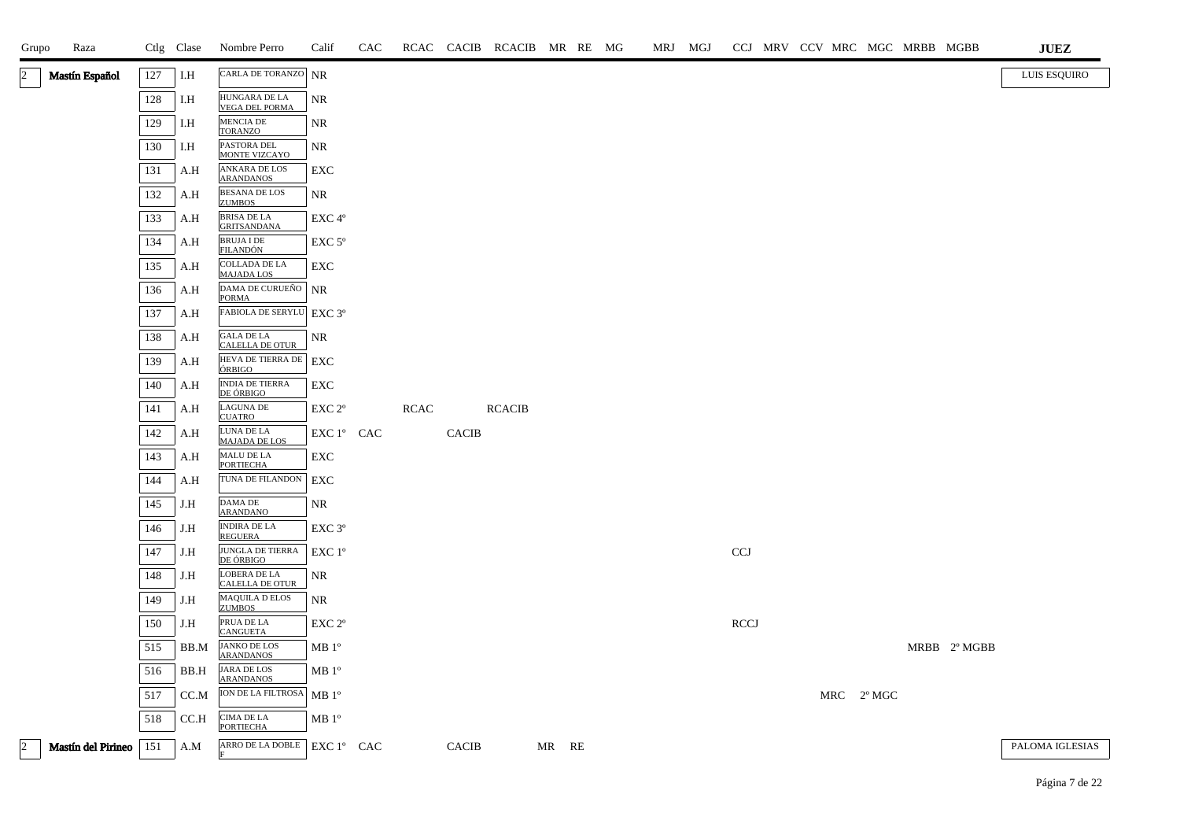| Grupo | Raza | Ctlg | Clase | Nombre Perro | Calif | CAC | RCAC | CACIB | RCACIB | MR | RE | MG | MRJ | MGJ | CCJ | MRV | CCV | MRC | MGC | MRBB | MGBB | JUEZ |
|---|---|---|---|---|---|---|---|---|---|---|---|---|---|---|---|---|---|---|---|---|---|---|
| 2 | Mastín Español | 127 | I.H | CARLA DE TORANZO | NR | | | | | | | | | | | | | | | | | LUIS ESQUIRO |
| | | 128 | I.H | HUNGARA DE LA VEGA DEL PORMA | NR | | | | | | | | | | | | | | | | | |
| | | 129 | I.H | MENCIA DE TORANZO | NR | | | | | | | | | | | | | | | | | |
| | | 130 | I.H | PASTORA DEL MONTE VIZCAYO | NR | | | | | | | | | | | | | | | | | |
| | | 131 | A.H | ANKARA DE LOS ARANDANOS | EXC | | | | | | | | | | | | | | | | | |
| | | 132 | A.H | BESANA DE LOS ZUMBOS | NR | | | | | | | | | | | | | | | | | |
| | | 133 | A.H | BRISA DE LA GRITSANDANA | EXC 4º | | | | | | | | | | | | | | | | | |
| | | 134 | A.H | BRUJA I DE FILANDÓN | EXC 5º | | | | | | | | | | | | | | | | | |
| | | 135 | A.H | COLLADA DE LA MAJADA LOS | EXC | | | | | | | | | | | | | | | | | |
| | | 136 | A.H | DAMA DE CURUEÑO PORMA | NR | | | | | | | | | | | | | | | | | |
| | | 137 | A.H | FABIOLA DE SERYLU | EXC 3º | | | | | | | | | | | | | | | | | |
| | | 138 | A.H | GALA DE LA CALELLA DE OTUR | NR | | | | | | | | | | | | | | | | | |
| | | 139 | A.H | HEVA DE TIERRA DE ÓRBIGO | EXC | | | | | | | | | | | | | | | | | |
| | | 140 | A.H | INDIA DE TIERRA DE ÓRBIGO | EXC | | | | | | | | | | | | | | | | | |
| | | 141 | A.H | LAGUNA DE CUATRO | EXC 2º | | RCAC | | RCACIB | | | | | | | | | | | | | |
| | | 142 | A.H | LUNA DE LA MAJADA DE LOS | EXC 1º | CAC | | CACIB | | | | | | | | | | | | | | |
| | | 143 | A.H | MALU DE LA PORTIECHA | EXC | | | | | | | | | | | | | | | | | |
| | | 144 | A.H | TUNA DE FILANDON | EXC | | | | | | | | | | | | | | | | | |
| | | 145 | J.H | DAMA DE ARANDANO | NR | | | | | | | | | | | | | | | | | |
| | | 146 | J.H | INDIRA DE LA REGUERA | EXC 3º | | | | | | | | | | | | | | | | | |
| | | 147 | J.H | JUNGLA DE TIERRA DE ÓRBIGO | EXC 1º | | | | | | | | | | CCJ | | | | | | | |
| | | 148 | J.H | LOBERA DE LA CALELLA DE OTUR | NR | | | | | | | | | | | | | | | | | |
| | | 149 | J.H | MAQUILA D ELOS ZUMBOS | NR | | | | | | | | | | | | | | | | | |
| | | 150 | J.H | PRUA DE LA CANGUETA | EXC 2º | | | | | | | | | | RCCJ | | | | | | | |
| | | 515 | BB.M | JANKO DE LOS ARANDANOS | MB 1º | | | | | | | | | | | | | | | MRBB | 2º MGBB | |
| | | 516 | BB.H | JARA DE LOS ARANDANOS | MB 1º | | | | | | | | | | | | | | | | | |
| | | 517 | CC.M | ION DE LA FILTROSA | MB 1º | | | | | | | | | | | | | MRC | 2º MGC | | | |
| | | 518 | CC.H | CIMA DE LA PORTIECHA | MB 1º | | | | | | | | | | | | | | | | | |
| 2 | Mastín del Pirineo | 151 | A.M | ARRO DE LA DOBLE F | EXC 1º | CAC | | CACIB | | MR | RE | | | | | | | | | | | PALOMA IGLESIAS |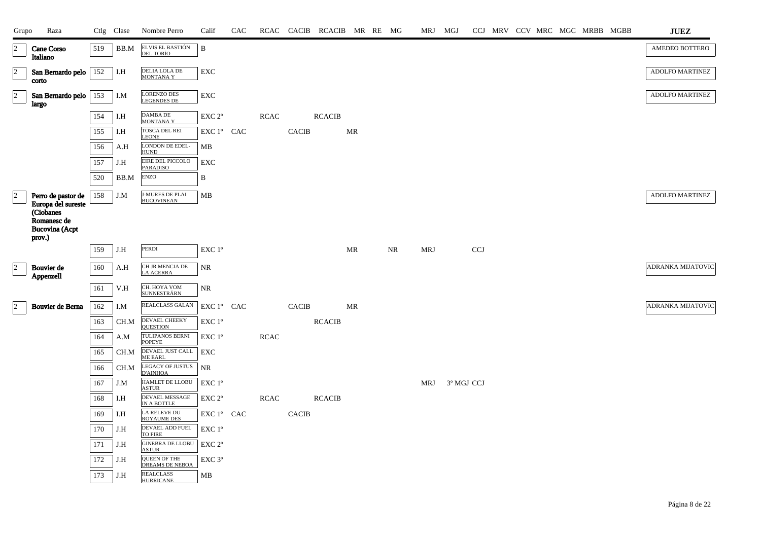| Grupo | Raza | Ctlg | Clase | Nombre Perro | Calif | CAC | RCAC | CACIB | RCACIB | MR | RE | MG | MRJ | MGJ | CCJ | MRV | CCV | MRC | MGC | MRBB | MGBB | JUEZ |
|---|---|---|---|---|---|---|---|---|---|---|---|---|---|---|---|---|---|---|---|---|---|---|
| 2 | **Cane Corso Italiano** | 519 | BB.M | ELVIS EL BASTIÓN DEL TORÍO | B | | | | | | | | | | | | | | | | | AMEDEO BOTTERO |
| 2 | **San Bernardo pelo corto** | 152 | I.H | DELIA LOLA DE MONTANA Y | EXC | | | | | | | | | | | | | | | | | ADOLFO MARTINEZ |
| 2 | **San Bernardo pelo largo** | 153 | I.M | LORENZO DES LEGENDES DE | EXC | | | | | | | | | | | | | | | | | ADOLFO MARTINEZ |
| | | 154 | I.H | DAMBA DE MONTANA Y | EXC 2º | | RCAC | | RCACIB | | | | | | | | | | | | | |
| | | 155 | I.H | TOSCA DEL REI LEONE | EXC 1º | CAC | | CACIB | | MR | | | | | | | | | | | | |
| | | 156 | A.H | LONDON DE EDEL-HUND | MB | | | | | | | | | | | | | | | | | |
| | | 157 | J.H | EIRE DEL PICCOLO PARADISO | EXC | | | | | | | | | | | | | | | | | |
| | | 520 | BB.M | ENZO | B | | | | | | | | | | | | | | | | | |
| 2 | **Perro de pastor de Europa del sureste (Ciobanes Romanesc de Bucovina (Acpt prov.)** | 158 | J.M | J-MURES DE PLAI BUCOVINEAN | MB | | | | | | | | | | | | | | | | | ADOLFO MARTINEZ |
| | | 159 | J.H | PERDI | EXC 1º | | | | | MR | | NR | MRJ | | CCJ | | | | | | | |
| 2 | **Bouvier de Appenzell** | 160 | A.H | CH JR MENCIA DE LA ACERRA | NR | | | | | | | | | | | | | | | | | ADRANKA MIJATOVIC |
| | | 161 | V.H | CH. HOYA VOM SUNNESTRÄRN | NR | | | | | | | | | | | | | | | | | |
| 2 | **Bouvier de Berna** | 162 | I.M | REALCLASS GALAN | EXC 1º | CAC | | CACIB | | MR | | | | | | | | | | | | ADRANKA MIJATOVIC |
| | | 163 | CH.M | DEVAEL CHEEKY QUESTION | EXC 1º | | | | RCACIB | | | | | | | | | | | | | |
| | | 164 | A.M | TULIPANOS BERNI POPEYE | EXC 1º | | RCAC | | | | | | | | | | | | | | | |
| | | 165 | CH.M | DEVAEL JUST CALL ME EARL | EXC | | | | | | | | | | | | | | | | | |
| | | 166 | CH.M | LEGACY OF JUSTUS D'AINHOA | NR | | | | | | | | | | | | | | | | | |
| | | 167 | J.M | HAMLET DE LLOBU ASTUR | EXC 1º | | | | | | | | MRJ | 3º MGJ | CCJ | | | | | | | |
| | | 168 | I.H | DEVAEL MESSAGE IN A BOTTLE | EXC 2º | | RCAC | | RCACIB | | | | | | | | | | | | | |
| | | 169 | I.H | LA RELEVE DU ROYAUME DES | EXC 1º | CAC | | CACIB | | | | | | | | | | | | | | |
| | | 170 | J.H | DEVAEL ADD FUEL TO FIRE | EXC 1º | | | | | | | | | | | | | | | | | |
| | | 171 | J.H | GINEBRA DE LLOBU ASTUR | EXC 2º | | | | | | | | | | | | | | | | | |
| | | 172 | J.H | QUEEN OF THE DREAMS DE NEBOA | EXC 3º | | | | | | | | | | | | | | | | | |
| | | 173 | J.H | REALCLASS HURRICANE | MB | | | | | | | | | | | | | | | | | |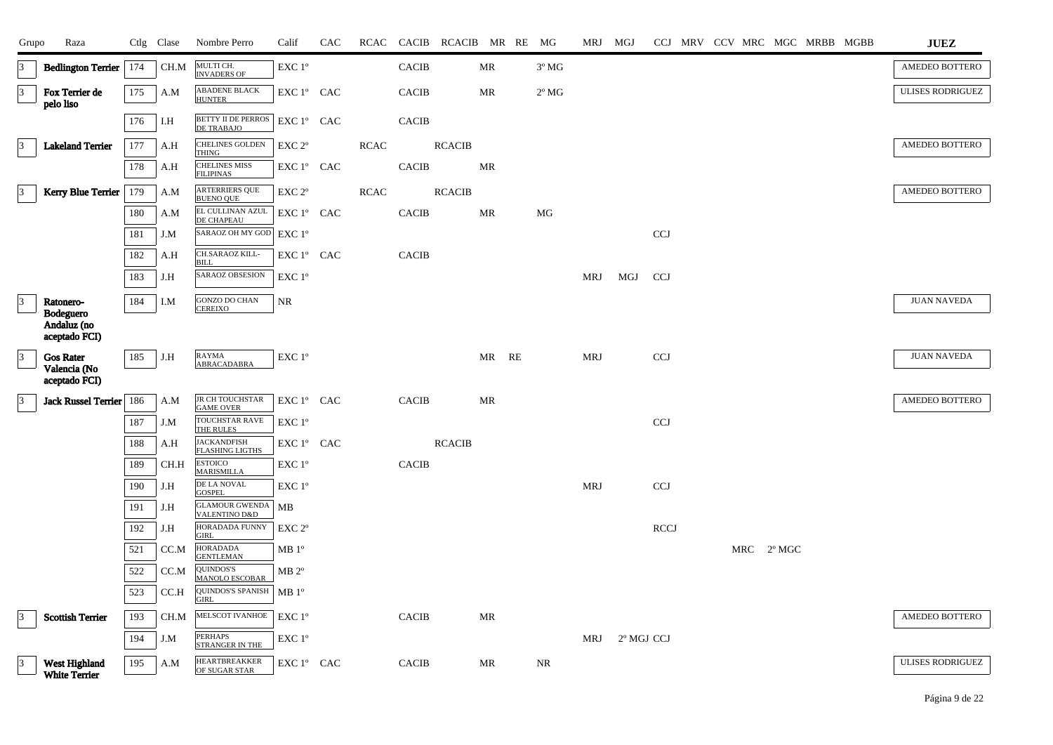| Grupo | Raza | Ctlg | Clase | Nombre Perro | Calif | CAC | RCAC | CACIB | RCACIB | MR | RE | MG | MRJ | MGJ | CCJ | MRV | CCV | MRC | MGC | MRBB | MGBB | JUEZ |
|---|---|---|---|---|---|---|---|---|---|---|---|---|---|---|---|---|---|---|---|---|---|---|
| 3 | Bedlington Terrier | 174 | CH.M | MULTI CH. INVADERS OF | EXC 1º | | | CACIB | | MR | | 3º MG | | | | | | | | | | AMEDEO BOTTERO |
| 3 | Fox Terrier de pelo liso | 175 | A.M | ABADENE BLACK HUNTER | EXC 1º | CAC | | CACIB | | MR | | 2º MG | | | | | | | | | | ULISES RODRIGUEZ |
| | | 176 | I.H | BETTY II DE PERROS DE TRABAJO | EXC 1º | CAC | | CACIB | | | | | | | | | | | | | | |
| 3 | Lakeland Terrier | 177 | A.H | CHELINES GOLDEN THING | EXC 2º | | RCAC | | RCACIB | | | | | | | | | | | | | AMEDEO BOTTERO |
| | | 178 | A.H | CHELINES MISS FILIPINAS | EXC 1º | CAC | | CACIB | | MR | | | | | | | | | | | | |
| 3 | Kerry Blue Terrier | 179 | A.M | ARTERRIERS QUE BUENO QUE | EXC 2º | | RCAC | | RCACIB | | | | | | | | | | | | | AMEDEO BOTTERO |
| | | 180 | A.M | EL CULLINAN AZUL DE CHAPEAU | EXC 1º | CAC | | CACIB | | MR | | MG | | | | | | | | | | |
| | | 181 | J.M | SARAOZ OH MY GOD | EXC 1º | | | | | | | | | | CCJ | | | | | | | |
| | | 182 | A.H | CH.SARAOZ KILL-BILL | EXC 1º | CAC | | CACIB | | | | | | | | | | | | | | |
| | | 183 | J.H | SARAOZ OBSESION | EXC 1º | | | | | | | | MRJ | MGJ | CCJ | | | | | | | |
| 3 | Ratonero-Bodeguero Andaluz (no aceptado FCI) | 184 | I.M | GONZO DO CHAN CEREIXO | NR | | | | | | | | | | | | | | | | | JUAN NAVEDA |
| 3 | Gos Rater Valencia (No aceptado FCI) | 185 | J.H | RAYMA ABRACADABRA | EXC 1º | | | | | MR | RE | | MRJ | | CCJ | | | | | | | JUAN NAVEDA |
| 3 | Jack Russel Terrier | 186 | A.M | JR CH TOUCHSTAR GAME OVER | EXC 1º | CAC | | CACIB | | MR | | | | | | | | | | | | AMEDEO BOTTERO |
| | | 187 | J.M | TOUCHSTAR RAVE THE RULES | EXC 1º | | | | | | | | | | CCJ | | | | | | | |
| | | 188 | A.H | JACKANDFISH FLASHING LIGTHS | EXC 1º | CAC | | | RCACIB | | | | | | | | | | | | | |
| | | 189 | CH.H | ESTOICO MARISMILLA | EXC 1º | | | CACIB | | | | | | | | | | | | | | |
| | | 190 | J.H | DE LA NOVAL GOSPEL | EXC 1º | | | | | | | | MRJ | | CCJ | | | | | | | |
| | | 191 | J.H | GLAMOUR GWENDA VALENTINO D&D | MB | | | | | | | | | | | | | | | | | |
| | | 192 | J.H | HORADADA FUNNY GIRL | EXC 2º | | | | | | | | | | RCCJ | | | | | | | |
| | | 521 | CC.M | HORADADA GENTLEMAN | MB 1º | | | | | | | | | | | | | MRC | 2º MGC | | | |
| | | 522 | CC.M | QUINDOS'S MANOLO ESCOBAR | MB 2º | | | | | | | | | | | | | | | | | |
| | | 523 | CC.H | QUINDOS'S SPANISH GIRL | MB 1º | | | | | | | | | | | | | | | | | |
| 3 | Scottish Terrier | 193 | CH.M | MELSCOT IVANHOE | EXC 1º | | | CACIB | | MR | | | | | | | | | | | | AMEDEO BOTTERO |
| | | 194 | J.M | PERHAPS STRANGER IN THE | EXC 1º | | | | | | | | MRJ | 2º MGJ | CCJ | | | | | | | |
| 3 | West Highland White Terrier | 195 | A.M | HEARTBREAKKER OF SUGAR STAR | EXC 1º | CAC | | CACIB | | MR | | NR | | | | | | | | | | ULISES RODRIGUEZ |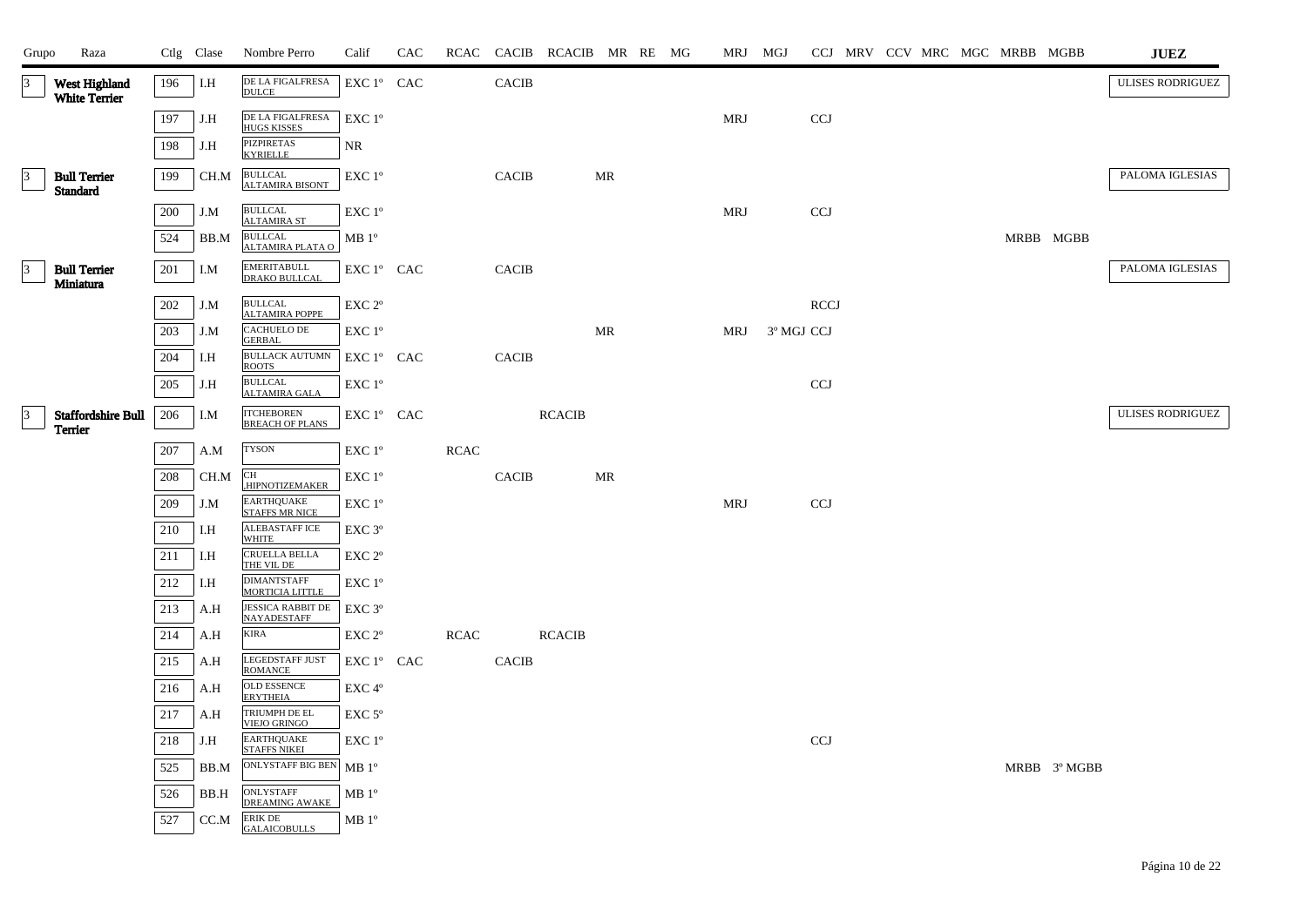| Grupo | Raza | Ctlg | Clase | Nombre Perro | Calif | CAC | RCAC | CACIB | RCACIB | MR | RE | MG | MRJ | MGJ | CCJ | MRV | CCV | MRC | MGC | MRBB | MGBB | JUEZ |
|---|---|---|---|---|---|---|---|---|---|---|---|---|---|---|---|---|---|---|---|---|---|---|
| 3 | West Highland White Terrier | 196 | I.H | DE LA FIGALFRESA DULCE | EXC 1º | CAC | | CACIB | | | | | | | | | | | | | | ULISES RODRIGUEZ |
| | | 197 | J.H | DE LA FIGALFRESA HUGS KISSES | EXC 1º | | | | | | | | MRJ | | CCJ | | | | | | | |
| | | 198 | J.H | PIZPIRETAS KYRIELLE | NR | | | | | | | | | | | | | | | | | |
| 3 | Bull Terrier Standard | 199 | CH.M | BULLCAL ALTAMIRA BISONT | EXC 1º | | | CACIB | | MR | | | | | | | | | | | | PALOMA IGLESIAS |
| | | 200 | J.M | BULLCAL ALTAMIRA ST | EXC 1º | | | | | | | | MRJ | | CCJ | | | | | | | |
| | | 524 | BB.M | BULLCAL ALTAMIRA PLATA O | MB 1º | | | | | | | | | | | | | | | MRBB | MGBB | |
| 3 | Bull Terrier Miniatura | 201 | I.M | EMERITABULL DRAKO BULLCAL | EXC 1º | CAC | | CACIB | | | | | | | | | | | | | | PALOMA IGLESIAS |
| | | 202 | J.M | BULLCAL ALTAMIRA POPPE | EXC 2º | | | | | | | | | | RCCJ | | | | | | | |
| | | 203 | J.M | CACHUELO DE GERBAL | EXC 1º | | | | | MR | | | MRJ | 3º MGJ | CCJ | | | | | | | |
| | | 204 | I.H | BULLACK AUTUMN ROOTS | EXC 1º | CAC | | CACIB | | | | | | | | | | | | | | |
| | | 205 | J.H | BULLCAL ALTAMIRA GALA | EXC 1º | | | | | | | | | | CCJ | | | | | | | |
| 3 | Staffordshire Bull Terrier | 206 | I.M | ITCHEBOREN BREACH OF PLANS | EXC 1º | CAC | | | RCACIB | | | | | | | | | | | | | ULISES RODRIGUEZ |
| | | 207 | A.M | TYSON | EXC 1º | | RCAC | | | | | | | | | | | | | | | |
| | | 208 | CH.M | CH ,HIPNOTIZEMAKER | EXC 1º | | | CACIB | | MR | | | | | | | | | | | | |
| | | 209 | J.M | EARTHQUAKE STAFFS MR NICE | EXC 1º | | | | | | | | MRJ | | CCJ | | | | | | | |
| | | 210 | I.H | ALEBASTAFF ICE WHITE | EXC 3º | | | | | | | | | | | | | | | | | |
| | | 211 | I.H | CRUELLA BELLA THE VIL DE | EXC 2º | | | | | | | | | | | | | | | | | |
| | | 212 | I.H | DIMANTSTAFF MORTICIA LITTLE | EXC 1º | | | | | | | | | | | | | | | | | |
| | | 213 | A.H | JESSICA RABBIT DE NAYADESTAFF | EXC 3º | | | | | | | | | | | | | | | | | |
| | | 214 | A.H | KIRA | EXC 2º | | RCAC | | RCACIB | | | | | | | | | | | | | |
| | | 215 | A.H | LEGEDSTAFF JUST ROMANCE | EXC 1º | CAC | | CACIB | | | | | | | | | | | | | | |
| | | 216 | A.H | OLD ESSENCE ERYTHEIA | EXC 4º | | | | | | | | | | | | | | | | | |
| | | 217 | A.H | TRIUMPH DE EL VIEJO GRINGO | EXC 5º | | | | | | | | | | | | | | | | | |
| | | 218 | J.H | EARTHQUAKE STAFFS NIKEI | EXC 1º | | | | | | | | | | CCJ | | | | | | | |
| | | 525 | BB.M | ONLYSTAFF BIG BEN | MB 1º | | | | | | | | | | | | | | | MRBB | 3º MGBB | |
| | | 526 | BB.H | ONLYSTAFF DREAMING AWAKE | MB 1º | | | | | | | | | | | | | | | | | |
| | | 527 | CC.M | ERIK DE GALAICOBULLS | MB 1º | | | | | | | | | | | | | | | | | |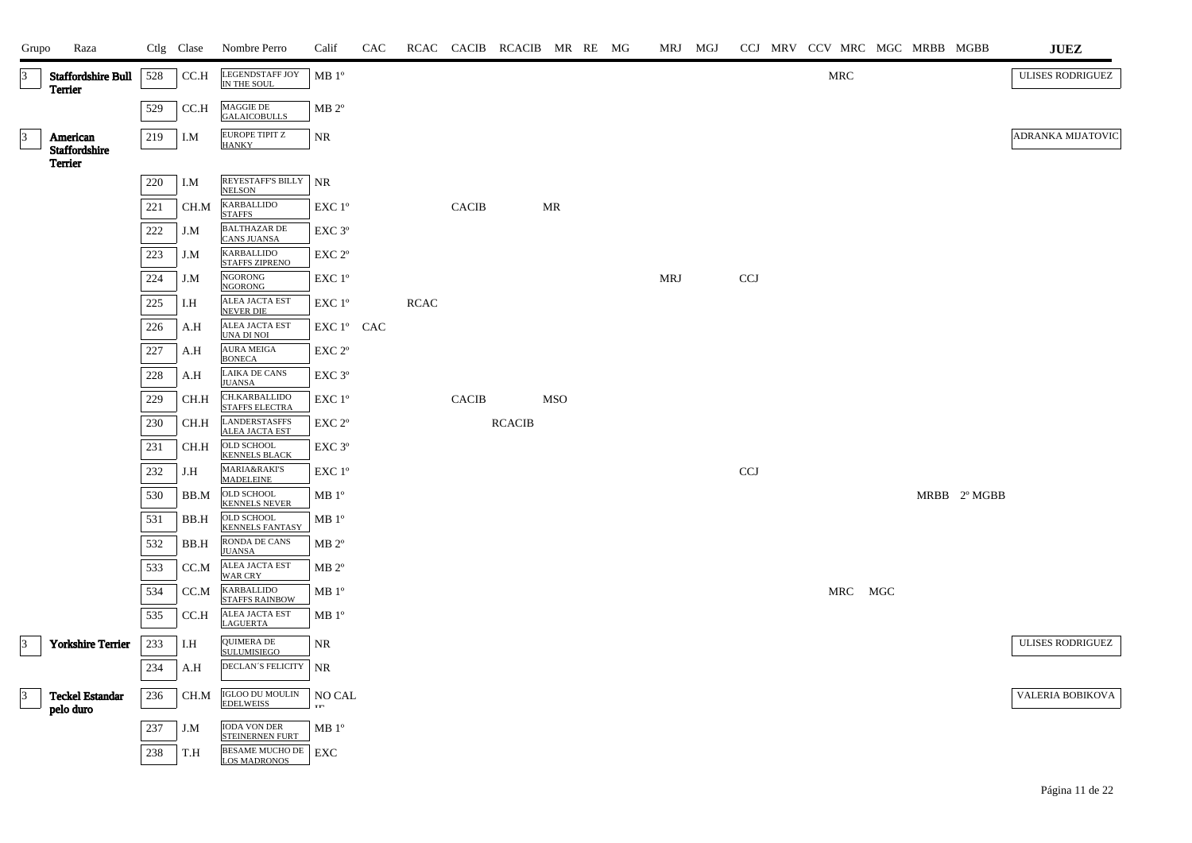| Grupo | Raza | Ctlg | Clase | Nombre Perro | Calif | CAC | RCAC | CACIB | RCACIB | MR | RE | MG | MRJ | MGJ | CCJ | MRV | CCV | MRC | MGC | MRBB | MGBB | JUEZ |
|---|---|---|---|---|---|---|---|---|---|---|---|---|---|---|---|---|---|---|---|---|---|---|
| 3 | Staffordshire Bull Terrier | 528 | CC.H | LEGENDSTAFF JOY IN THE SOUL | MB 1º | | | | | | | | | | | | | MRC | | | | ULISES RODRIGUEZ |
| | | 529 | CC.H | MAGGIE DE GALAICOBULLS | MB 2º | | | | | | | | | | | | | | | | | |
| 3 | American Staffordshire Terrier | 219 | I.M | EUROPE TIPIT Z HANKY | NR | | | | | | | | | | | | | | | | | ADRANKA MIJATOVIC |
| | | 220 | I.M | REYESTAFF'S BILLY NELSON | NR | | | | | | | | | | | | | | | | | |
| | | 221 | CH.M | KARBALLIDO STAFFS | EXC 1º | | | CACIB | | MR | | | | | | | | | | | | |
| | | 222 | J.M | BALTHAZAR DE CANS JUANSA | EXC 3º | | | | | | | | | | | | | | | | | |
| | | 223 | J.M | KARBALLIDO STAFFS ZIPRENO | EXC 2º | | | | | | | | | | | | | | | | | |
| | | 224 | J.M | NGORONG NGORONG | EXC 1º | | | | | | | | MRJ | | CCJ | | | | | | | |
| | | 225 | I.H | ALEA JACTA EST NEVER DIE | EXC 1º | | RCAC | | | | | | | | | | | | | | | |
| | | 226 | A.H | ALEA JACTA EST UNA DI NOI | EXC 1º | CAC | | | | | | | | | | | | | | | | |
| | | 227 | A.H | AURA MEIGA BONECA | EXC 2º | | | | | | | | | | | | | | | | | |
| | | 228 | A.H | LAIKA DE CANS JUANSA | EXC 3º | | | | | | | | | | | | | | | | | |
| | | 229 | CH.H | CH.KARBALLIDO STAFFS ELECTRA | EXC 1º | | | CACIB | | MSO | | | | | | | | | | | | |
| | | 230 | CH.H | LANDERSTASFFS ALEA JACTA EST | EXC 2º | | | | RCACIB | | | | | | | | | | | | | |
| | | 231 | CH.H | OLD SCHOOL KENNELS BLACK | EXC 3º | | | | | | | | | | | | | | | | | |
| | | 232 | J.H | MARIA&RAKI'S MADELEINE | EXC 1º | | | | | | | | | | CCJ | | | | | | | |
| | | 530 | BB.M | OLD SCHOOL KENNELS NEVER | MB 1º | | | | | | | | | | | | | | | MRBB | 2º MGBB | |
| | | 531 | BB.H | OLD SCHOOL KENNELS FANTASY | MB 1º | | | | | | | | | | | | | | | | | |
| | | 532 | BB.H | RONDA DE CANS JUANSA | MB 2º | | | | | | | | | | | | | | | | | |
| | | 533 | CC.M | ALEA JACTA EST WAR CRY | MB 2º | | | | | | | | | | | | | | | | | |
| | | 534 | CC.M | KARBALLIDO STAFFS RAINBOW | MB 1º | | | | | | | | | | | | | MRC | MGC | | | |
| | | 535 | CC.H | ALEA JACTA EST LAGUERTA | MB 1º | | | | | | | | | | | | | | | | | |
| 3 | Yorkshire Terrier | 233 | I.H | QUIMERA DE SULUMISIEGO | NR | | | | | | | | | | | | | | | | | ULISES RODRIGUEZ |
| | | 234 | A.H | DECLAN´S FELICITY | NR | | | | | | | | | | | | | | | | | |
| 3 | Teckel Estandar pelo duro | 236 | CH.M | IGLOO DU MOULIN EDELWEISS | NO CALIF | | | | | | | | | | | | | | | | | VALERIA BOBIKOVA |
| | | 237 | J.M | IODA VON DER STEINERNEN FURT | MB 1º | | | | | | | | | | | | | | | | | |
| | | 238 | T.H | BESAME MUCHO DE LOS MADRONOS | EXC | | | | | | | | | | | | | | | | | |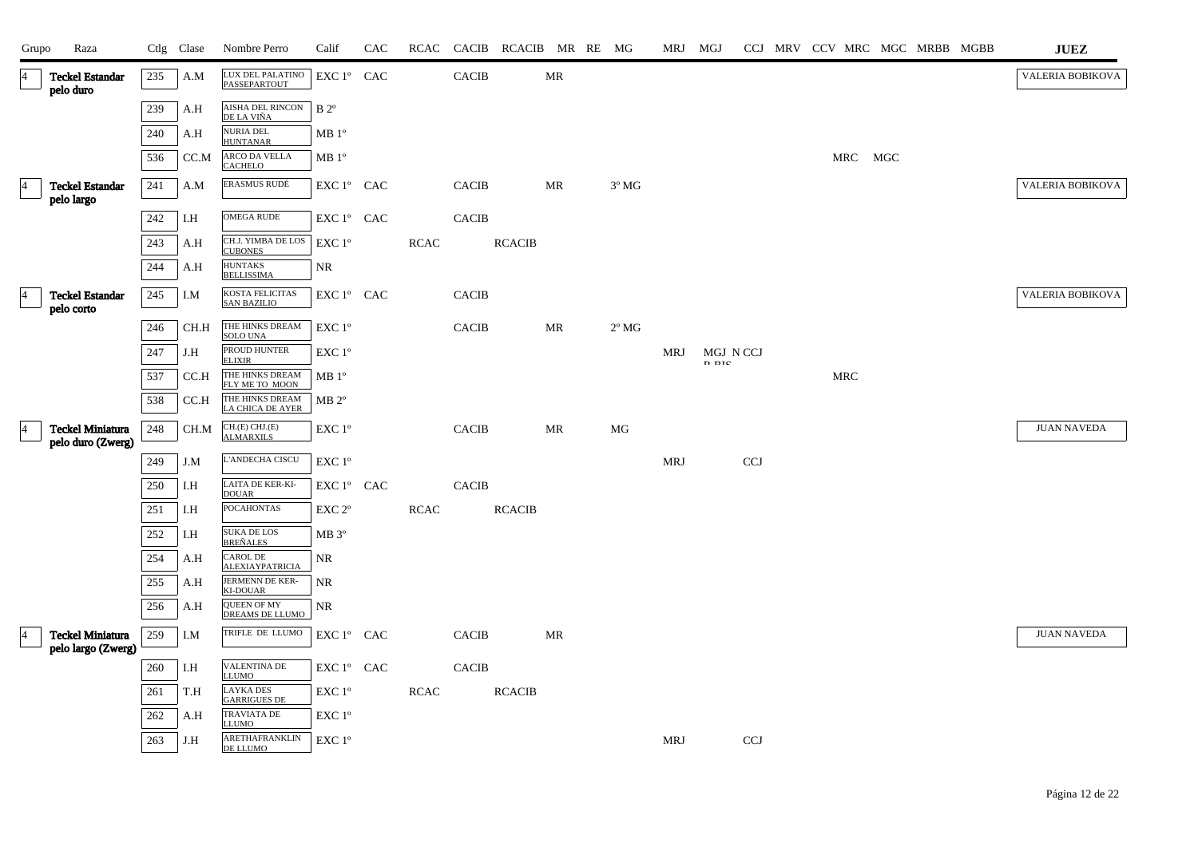| Grupo | Raza | Ctlg | Clase | Nombre Perro | Calif | CAC | RCAC | CACIB | RCACIB | MR | RE | MG | MRJ | MGJ | CCJ | MRV | CCV | MRC | MGC | MRBB | MGBB | JUEZ |
|---|---|---|---|---|---|---|---|---|---|---|---|---|---|---|---|---|---|---|---|---|---|---|
| 4 | Teckel Estandar pelo duro | 235 | A.M | LUX DEL PALATINO PASSEPARTOUT | EXC 1º | CAC | | CACIB | | MR | | | | | | | | | | | | VALERIA BOBIKOVA |
| | | 239 | A.H | AISHA DEL RINCON DE LA VIÑA | B 2º | | | | | | | | | | | | | | | | | |
| | | 240 | A.H | NURIA DEL HUNTANAR | MB 1º | | | | | | | | | | | | | | | | | |
| | | 536 | CC.M | ARCO DA VELLA CACHELO | MB 1º | | | | | | | | | | | | | MRC | MGC | | | |
| 4 | Teckel Estandar pelo largo | 241 | A.M | ERASMUS RUDÉ | EXC 1º | CAC | | CACIB | | MR | | 3º MG | | | | | | | | | | VALERIA BOBIKOVA |
| | | 242 | I.H | OMEGA RUDE | EXC 1º | CAC | | CACIB | | | | | | | | | | | | | | |
| | | 243 | A.H | CH.J. YIMBA DE LOS CUBONES | EXC 1º | | RCAC | | RCACIB | | | | | | | | | | | | | |
| | | 244 | A.H | HUNTAKS BELLISSIMA | NR | | | | | | | | | | | | | | | | | |
| 4 | Teckel Estandar pelo corto | 245 | I.M | KOSTA FELICITAS SAN BAZILIO | EXC 1º | CAC | | CACIB | | | | | | | | | | | | | | VALERIA BOBIKOVA |
| | | 246 | CH.H | THE HINKS DREAM SOLO UNA | EXC 1º | | | CACIB | | MR | | 2º MG | | | | | | | | | | |
| | | 247 | J.H | PROUD HUNTER ELIXIR | EXC 1º | | | | | | | | MRJ | MGJ N D BIS | CCJ | | | | | | | |
| | | 537 | CC.H | THE HINKS DREAM FLY ME TO MOON | MB 1º | | | | | | | | | | | | | MRC | | | | |
| | | 538 | CC.H | THE HINKS DREAM LA CHICA DE AYER | MB 2º | | | | | | | | | | | | | | | | | |
| 4 | Teckel Miniatura pelo duro (Zwerg) | 248 | CH.M | CH.(E) CHJ.(E) ALMARXILS | EXC 1º | | | CACIB | | MR | | MG | | | | | | | | | | JUAN NAVEDA |
| | | 249 | J.M | L'ANDECHA CISCU | EXC 1º | | | | | | | | MRJ | | CCJ | | | | | | | |
| | | 250 | I.H | LAITA DE KER-KI-DOUAR | EXC 1º | CAC | | CACIB | | | | | | | | | | | | | | |
| | | 251 | I.H | POCAHONTAS | EXC 2º | | RCAC | | RCACIB | | | | | | | | | | | | | |
| | | 252 | I.H | SUKA DE LOS BREÑALES | MB 3º | | | | | | | | | | | | | | | | | |
| | | 254 | A.H | CAROL DE ALEXIAYPATRICIA | NR | | | | | | | | | | | | | | | | | |
| | | 255 | A.H | JERMENN DE KER-KI-DOUAR | NR | | | | | | | | | | | | | | | | | |
| | | 256 | A.H | QUEEN OF MY DREAMS DE LLUMO | NR | | | | | | | | | | | | | | | | | |
| 4 | Teckel Miniatura pelo largo (Zwerg) | 259 | I.M | TRIFLE DE LLUMO | EXC 1º | CAC | | CACIB | | MR | | | | | | | | | | | | JUAN NAVEDA |
| | | 260 | I.H | VALENTINA DE LLUMO | EXC 1º | CAC | | CACIB | | | | | | | | | | | | | | |
| | | 261 | T.H | LAYKA DES GARRIGUES DE | EXC 1º | | RCAC | | RCACIB | | | | | | | | | | | | | |
| | | 262 | A.H | TRAVIATA DE LLUMO | EXC 1º | | | | | | | | | | | | | | | | | |
| | | 263 | J.H | ARETHAFRANKLIN DE LLUMO | EXC 1º | | | | | | | | MRJ | | CCJ | | | | | | | |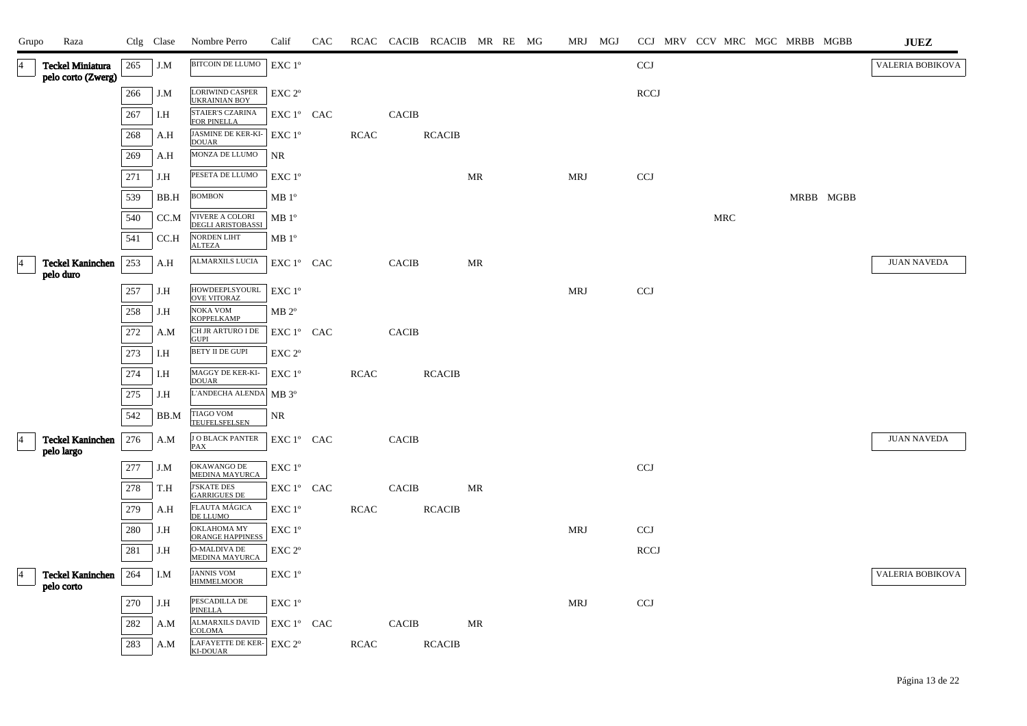| Grupo | Raza | Ctlg | Clase | Nombre Perro | Calif | CAC | RCAC | CACIB | RCACIB | MR | RE | MG | MRJ | MGJ | CCJ | MRV | CCV | MRC | MGC | MRBB | MGBB | JUEZ |
|---|---|---|---|---|---|---|---|---|---|---|---|---|---|---|---|---|---|---|---|---|---|---|
| 4 | Teckel Miniatura pelo corto (Zwerg) | 265 | J.M | BITCOIN DE LLUMO | EXC 1º | | | | | | | | | | CCJ | | | | | | | VALERIA BOBIKOVA |
| | | 266 | J.M | LORIWIND CASPER UKRAINIAN BOY | EXC 2º | | | | | | | | | | RCCJ | | | | | | | |
| | | 267 | I.H | STAIER'S CZARINA FOR PINELLA | EXC 1º | CAC | | CACIB | | | | | | | | | | | | | | |
| | | 268 | A.H | JASMINE DE KER-KI-DOUAR | EXC 1º | | RCAC | | RCACIB | | | | | | | | | | | | | |
| | | 269 | A.H | MONZA DE LLUMO | NR | | | | | | | | | | | | | | | | | |
| | | 271 | J.H | PESETA DE LLUMO | EXC 1º | | | | | MR | | | MRJ | | CCJ | | | | | | | |
| | | 539 | BB.H | BOMBON | MB 1º | | | | | | | | | | | | | | | MRBB | MGBB | |
| | | 540 | CC.M | VIVERE A COLORI DEGLI ARISTOBASSI | MB 1º | | | | | | | | | | | | | MRC | | | | |
| | | 541 | CC.H | NORDEN LIHT ALTEZA | MB 1º | | | | | | | | | | | | | | | | | |
| 4 | Teckel Kaninchen pelo duro | 253 | A.H | ALMARXILS LUCIA | EXC 1º | CAC | | CACIB | | MR | | | | | | | | | | | | JUAN NAVEDA |
| | | 257 | J.H | HOWDEEPLSYOURLOVE VITORAZ | EXC 1º | | | | | | | | MRJ | | CCJ | | | | | | | |
| | | 258 | J.H | NOKA VOM KOPPELKAMP | MB 2º | | | | | | | | | | | | | | | | | |
| | | 272 | A.M | CH JR ARTURO I DE GUPI | EXC 1º | CAC | | CACIB | | | | | | | | | | | | | | |
| | | 273 | I.H | BETY II DE GUPI | EXC 2º | | | | | | | | | | | | | | | | | |
| | | 274 | I.H | MAGGY DE KER-KI-DOUAR | EXC 1º | | RCAC | | RCACIB | | | | | | | | | | | | | |
| | | 275 | J.H | L'ANDECHA ALENDA | MB 3º | | | | | | | | | | | | | | | | | |
| | | 542 | BB.M | TIAGO VOM TEUFELSFELSEN | NR | | | | | | | | | | | | | | | | | |
| 4 | Teckel Kaninchen pelo largo | 276 | A.M | J O BLACK PANTER PAX | EXC 1º | CAC | | CACIB | | | | | | | | | | | | | | JUAN NAVEDA |
| | | 277 | J.M | OKAWANGO DE MEDINA MAYURCA | EXC 1º | | | | | | | | | | CCJ | | | | | | | |
| | | 278 | T.H | J'SKATE DES GARRIGUES DE | EXC 1º | CAC | | CACIB | | MR | | | | | | | | | | | | |
| | | 279 | A.H | FLAUTA MÁGICA DE LLUMO | EXC 1º | | RCAC | | RCACIB | | | | | | | | | | | | | |
| | | 280 | J.H | OKLAHOMA MY ORANGE HAPPINESS | EXC 1º | | | | | | | | MRJ | | CCJ | | | | | | | |
| | | 281 | J.H | O-MALDIVA DE MEDINA MAYURCA | EXC 2º | | | | | | | | | | RCCJ | | | | | | | |
| 4 | Teckel Kaninchen pelo corto | 264 | I.M | JANNIS VOM HIMMELMOOR | EXC 1º | | | | | | | | | | | | | | | | | VALERIA BOBIKOVA |
| | | 270 | J.H | PESCADILLA DE PINELLA | EXC 1º | | | | | | | | MRJ | | CCJ | | | | | | | |
| | | 282 | A.M | ALMARXILS DAVID COLOMA | EXC 1º | CAC | | CACIB | | MR | | | | | | | | | | | | |
| | | 283 | A.M | LAFAYETTE DE KER-KI-DOUAR | EXC 2º | | RCAC | | RCACIB | | | | | | | | | | | | | |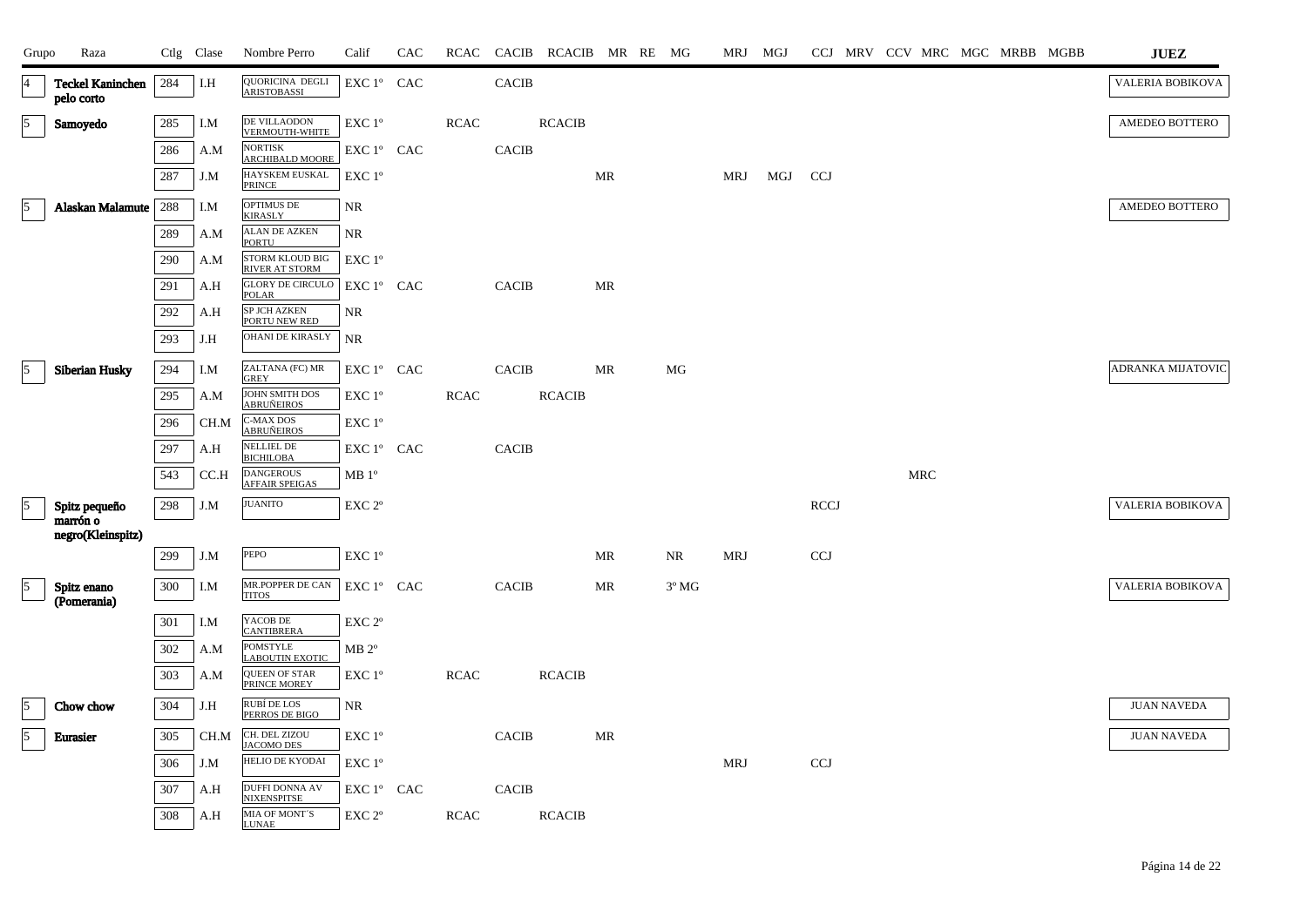| Grupo | Raza | Ctlg | Clase | Nombre Perro | Calif | CAC | RCAC | CACIB | RCACIB | MR | RE | MG | MRJ | MGJ | CCJ | MRV | CCV | MRC | MGC | MRBB | MGBB | JUEZ |
|---|---|---|---|---|---|---|---|---|---|---|---|---|---|---|---|---|---|---|---|---|---|---|
| 4 | **Teckel Kaninchen pelo corto** | 284 | I.H | QUORICINA DEGLI ARISTOBASSI | EXC 1º | CAC | | CACIB | | | | | | | | | | | | | | VALERIA BOBIKOVA |
| 5 | **Samoyedo** | 285 | I.M | DE VILLAODON VERMOUTH-WHITE | EXC 1º | | RCAC | | RCACIB | | | | | | | | | | | | | AMEDEO BOTTERO |
| | | 286 | A.M | NORTISK ARCHIBALD MOORE | EXC 1º | CAC | | CACIB | | | | | | | | | | | | | | |
| | | 287 | J.M | HAYSKEM EUSKAL PRINCE | EXC 1º | | | | | MR | | | MRJ | MGJ | CCJ | | | | | | | |
| 5 | **Alaskan Malamute** | 288 | I.M | OPTIMUS DE KIRASLY | NR | | | | | | | | | | | | | | | | | AMEDEO BOTTERO |
| | | 289 | A.M | ALAN DE AZKEN PORTU | NR | | | | | | | | | | | | | | | | | |
| | | 290 | A.M | STORM KLOUD BIG RIVER AT STORM | EXC 1º | | | | | | | | | | | | | | | | | |
| | | 291 | A.H | GLORY DE CIRCULO POLAR | EXC 1º | CAC | | CACIB | | MR | | | | | | | | | | | | |
| | | 292 | A.H | SP JCH AZKEN PORTU NEW RED | NR | | | | | | | | | | | | | | | | | |
| | | 293 | J.H | OHANI DE KIRASLY | NR | | | | | | | | | | | | | | | | | |
| 5 | **Siberian Husky** | 294 | I.M | ZALTANA (FC) MR GREY | EXC 1º | CAC | | CACIB | | MR | | MG | | | | | | | | | | ADRANKA MIJATOVIC |
| | | 295 | A.M | JOHN SMITH DOS ABRUÑEIROS | EXC 1º | | RCAC | | RCACIB | | | | | | | | | | | | | |
| | | 296 | CH.M | C-MAX DOS ABRUÑEIROS | EXC 1º | | | | | | | | | | | | | | | | | |
| | | 297 | A.H | NELLIEL DE BICHILOBA | EXC 1º | CAC | | CACIB | | | | | | | | | | | | | | |
| | | 543 | CC.H | DANGEROUS AFFAIR SPEIGAS | MB 1º | | | | | | | | | | | | | MRC | | | | |
| 5 | **Spitz pequeño marrón o negro(Kleinspitz)** | 298 | J.M | JUANITO | EXC 2º | | | | | | | | | | RCCJ | | | | | | | VALERIA BOBIKOVA |
| | | 299 | J.M | PEPO | EXC 1º | | | | | MR | | NR | MRJ | | CCJ | | | | | | | |
| 5 | **Spitz enano (Pomerania)** | 300 | I.M | MR.POPPER DE CAN TITOS | EXC 1º | CAC | | CACIB | | MR | | 3º MG | | | | | | | | | | VALERIA BOBIKOVA |
| | | 301 | I.M | YACOB DE CANTIBRERA | EXC 2º | | | | | | | | | | | | | | | | | |
| | | 302 | A.M | POMSTYLE LABOUTIN EXOTIC | MB 2º | | | | | | | | | | | | | | | | | |
| | | 303 | A.M | QUEEN OF STAR PRINCE MOREY | EXC 1º | | RCAC | | RCACIB | | | | | | | | | | | | | |
| 5 | **Chow chow** | 304 | J.H | RUBÍ DE LOS PERROS DE BIGO | NR | | | | | | | | | | | | | | | | | JUAN NAVEDA |
| 5 | **Eurasier** | 305 | CH.M | CH. DEL ZIZOU JACOMO DES | EXC 1º | | | CACIB | | MR | | | | | | | | | | | | JUAN NAVEDA |
| | | 306 | J.M | HELIO DE KYODAI | EXC 1º | | | | | | | | MRJ | | CCJ | | | | | | | |
| | | 307 | A.H | DUFFI DONNA AV NIXENSPITSE | EXC 1º | CAC | | CACIB | | | | | | | | | | | | | | |
| | | 308 | A.H | MIA OF MONT´S LUNAE | EXC 2º | | RCAC | | RCACIB | | | | | | | | | | | | | |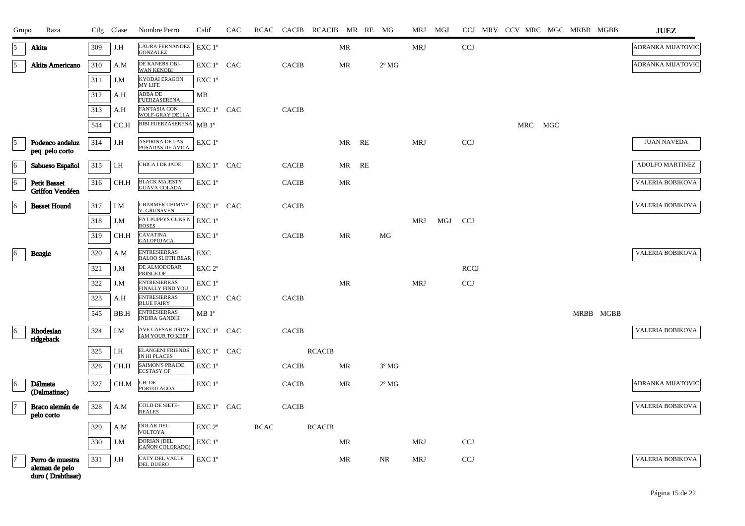| Grupo | Raza | Ctlg | Clase | Nombre Perro | Calif | CAC | RCAC | CACIB | RCACIB | MR | RE | MG | MRJ | MGJ | CCJ | MRV | CCV | MRC | MGC | MRBB | MGBB | JUEZ |
|---|---|---|---|---|---|---|---|---|---|---|---|---|---|---|---|---|---|---|---|---|---|---|
| 5 | **Akita** | 309 | J.H | LAURA FERNANDEZ GONZALEZ | EXC 1º | | | | | MR | | | MRJ | | CCJ | | | | | | | ADRANKA MIJATOVIC |
| 5 | **Akita Americano** | 310 | A.M | DE KANERS OBI-WAN KENOBI | EXC 1º | CAC | | CACIB | | MR | | 2º MG | | | | | | | | | | ADRANKA MIJATOVIC |
| | | 311 | J.M | KYODAI ERAGON MY LIFE | EXC 1º | | | | | | | | | | | | | | | | | |
| | | 312 | A.H | ABBA DE FUERZASERENA | MB | | | | | | | | | | | | | | | | | |
| | | 313 | A.H | FANTASIA CON WOLF-GRAY DELLA | EXC 1º | CAC | | CACIB | | | | | | | | | | | | | | |
| | | 544 | CC.H | BIBI FUERZASERENA | MB 1º | | | | | | | | | | | | | MRC | MGC | | | |
| 5 | **Podenco andaluz peq pelo corto** | 314 | J.H | ASPIRINA DE LAS POSADAS DE ÁVILA | EXC 1º | | | | | MR | RE | | MRJ | | CCJ | | | | | | | JUAN NAVEDA |
| 6 | **Sabueso Español** | 315 | I.H | CHICA I DE JADEI | EXC 1º | CAC | | CACIB | | MR | RE | | | | | | | | | | | ADOLFO MARTINEZ |
| 6 | **Petit Basset Griffon Vendéen** | 316 | CH.H | BLACK MAJESTY GUAVA COLADA | EXC 1º | | | CACIB | | MR | | | | | | | | | | | | VALERIA BOBIKOVA |
| 6 | **Basset Hound** | 317 | I.M | CHARMER CHIMMY V. GRUNSVEN | EXC 1º | CAC | | CACIB | | | | | | | | | | | | | | VALERIA BOBIKOVA |
| | | 318 | J.M | FAT PUPPYS GUNS N ROSES | EXC 1º | | | | | | | | MRJ | MGJ | CCJ | | | | | | | |
| | | 319 | CH.H | CAVATINA GALOPUJACA | EXC 1º | | | CACIB | | MR | | MG | | | | | | | | | | |
| 6 | **Beagle** | 320 | A.M | ENTRESIERRAS BALOO SLOTH BEAR | EXC | | | | | | | | | | | | | | | | | VALERIA BOBIKOVA |
| | | 321 | J.M | DE ALMODOBAR PRINCE OF | EXC 2º | | | | | | | | | | RCCJ | | | | | | | |
| | | 322 | J.M | ENTRESIERRAS FINALLY FIND YOU | EXC 1º | | | | | MR | | | MRJ | | CCJ | | | | | | | |
| | | 323 | A.H | ENTRESIERRAS BLUE FAIRY | EXC 1º | CAC | | CACIB | | | | | | | | | | | | | | |
| | | 545 | BB.H | ENTRESIERRAS INDIRA GANDHI | MB 1º | | | | | | | | | | | | | | | MRBB | MGBB | |
| 6 | **Rhodesian ridgeback** | 324 | I.M | AVE CAESAR DRIVE IAM YOUR TO KEEP | EXC 1º | CAC | | CACIB | | | | | | | | | | | | | | VALERIA BOBIKOVA |
| | | 325 | I.H | ELANGENI FRIENDS IN HI PLACES | EXC 1º | CAC | | | RCACIB | | | | | | | | | | | | | |
| | | 326 | CH.H | SAIMON'S PRAIDE ECSTASY OF | EXC 1º | | | CACIB | | MR | | 3º MG | | | | | | | | | | |
| 6 | **Dálmata (Dalmatinac)** | 327 | CH.M | CH. DE PORTOLAGOA | EXC 1º | | | CACIB | | MR | | 2º MG | | | | | | | | | | ADRANKA MIJATOVIC |
| 7 | **Braco alemán de pelo corto** | 328 | A.M | COLD DE SIETE-REALES | EXC 1º | CAC | | CACIB | | | | | | | | | | | | | | VALERIA BOBIKOVA |
| | | 329 | A.M | DOLAR DEL VOLTOYA | EXC 2º | | RCAC | | RCACIB | | | | | | | | | | | | | |
| | | 330 | J.M | DORIAN (DEL CAÑON COLORADO) | EXC 1º | | | | | MR | | | MRJ | | CCJ | | | | | | | |
| 7 | **Perro de muestra aleman de pelo duro ( Drahthaar)** | 331 | J.H | CATY DEL VALLE DEL DUERO | EXC 1º | | | | | MR | | NR | MRJ | | CCJ | | | | | | | VALERIA BOBIKOVA |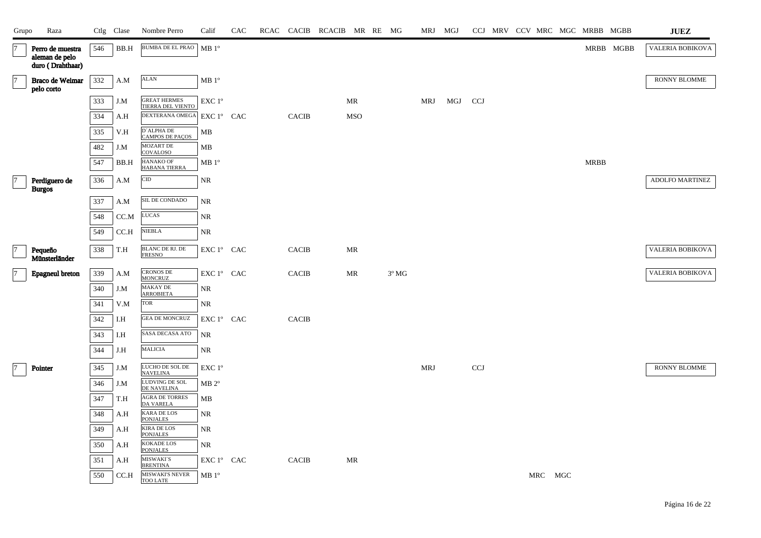| Grupo | Raza | Ctlg | Clase | Nombre Perro | Calif | CAC | RCAC | CACIB | RCACIB | MR | RE | MG | MRJ | MGJ | CCJ | MRV | CCV | MRC | MGC | MRBB | MGBB | JUEZ |
|---|---|---|---|---|---|---|---|---|---|---|---|---|---|---|---|---|---|---|---|---|---|---|
| 7 | Perro de muestra aleman de pelo duro ( Drahthaar) | 546 | BB.H | BUMBA DE EL PRAO | MB 1º | | | | | | | | | | | | | | | MRBB | MGBB | VALERIA BOBIKOVA |
| 7 | Braco de Weimar pelo corto | 332 | A.M | ALAN | MB 1º | | | | | | | | | | | | | | | | | RONNY BLOMME |
| | | 333 | J.M | GREAT HERMES TIERRA DEL VIENTO | EXC 1º | | | | | MR | | | MRJ | MGJ | CCJ | | | | | | | |
| | | 334 | A.H | DEXTERANA OMEGA | EXC 1º | CAC | | CACIB | | MSO | | | | | | | | | | | | |
| | | 335 | V.H | D´ALPHA DE CAMPOS DE PAÇOS | MB | | | | | | | | | | | | | | | | | |
| | | 482 | J.M | MOZART DE COVALOSO | MB | | | | | | | | | | | | | | | | | |
| | | 547 | BB.H | HANAKO OF HABANA TIERRA | MB 1º | | | | | | | | | | | | | | | MRBB | | |
| 7 | Perdiguero de Burgos | 336 | A.M | CID | NR | | | | | | | | | | | | | | | | | ADOLFO MARTINEZ |
| | | 337 | A.M | SIL DE CONDADO | NR | | | | | | | | | | | | | | | | | |
| | | 548 | CC.M | LUCAS | NR | | | | | | | | | | | | | | | | | |
| | | 549 | CC.H | NIEBLA | NR | | | | | | | | | | | | | | | | | |
| 7 | Pequeño Münsterländer | 338 | T.H | BLANC DE RJ. DE FRESNO | EXC 1º | CAC | | CACIB | | MR | | | | | | | | | | | | VALERIA BOBIKOVA |
| 7 | Epagneul breton | 339 | A.M | CRONOS DE MONCRUZ | EXC 1º | CAC | | CACIB | | MR | | 3º MG | | | | | | | | | | VALERIA BOBIKOVA |
| | | 340 | J.M | MAKAY DE ARROBIETA | NR | | | | | | | | | | | | | | | | | |
| | | 341 | V.M | TOR | NR | | | | | | | | | | | | | | | | | |
| | | 342 | I.H | GEA DE MONCRUZ | EXC 1º | CAC | | CACIB | | | | | | | | | | | | | | |
| | | 343 | I.H | SASA DECASA ATO | NR | | | | | | | | | | | | | | | | | |
| | | 344 | J.H | MALICIA | NR | | | | | | | | | | | | | | | | | |
| 7 | Pointer | 345 | J.M | LUCHO DE SOL DE NAVELINA | EXC 1º | | | | | | | | MRJ | | CCJ | | | | | | | RONNY BLOMME |
| | | 346 | J.M | LUDVING DE SOL DE NAVELINA | MB 2º | | | | | | | | | | | | | | | | | |
| | | 347 | T.H | AGRA DE TORRES DA VARELA | MB | | | | | | | | | | | | | | | | | |
| | | 348 | A.H | KARA DE LOS PONJALES | NR | | | | | | | | | | | | | | | | | |
| | | 349 | A.H | KIRA DE LOS PONJALES | NR | | | | | | | | | | | | | | | | | |
| | | 350 | A.H | KOKADE LOS PONJALES | NR | | | | | | | | | | | | | | | | | |
| | | 351 | A.H | MISWAKI´S BRENTINA | EXC 1º | CAC | | CACIB | | MR | | | | | | | | | | | | |
| | | 550 | CC.H | MISWAKI'S NEVER TOO LATE | MB 1º | | | | | | | | | | | | | MRC | MGC | | | |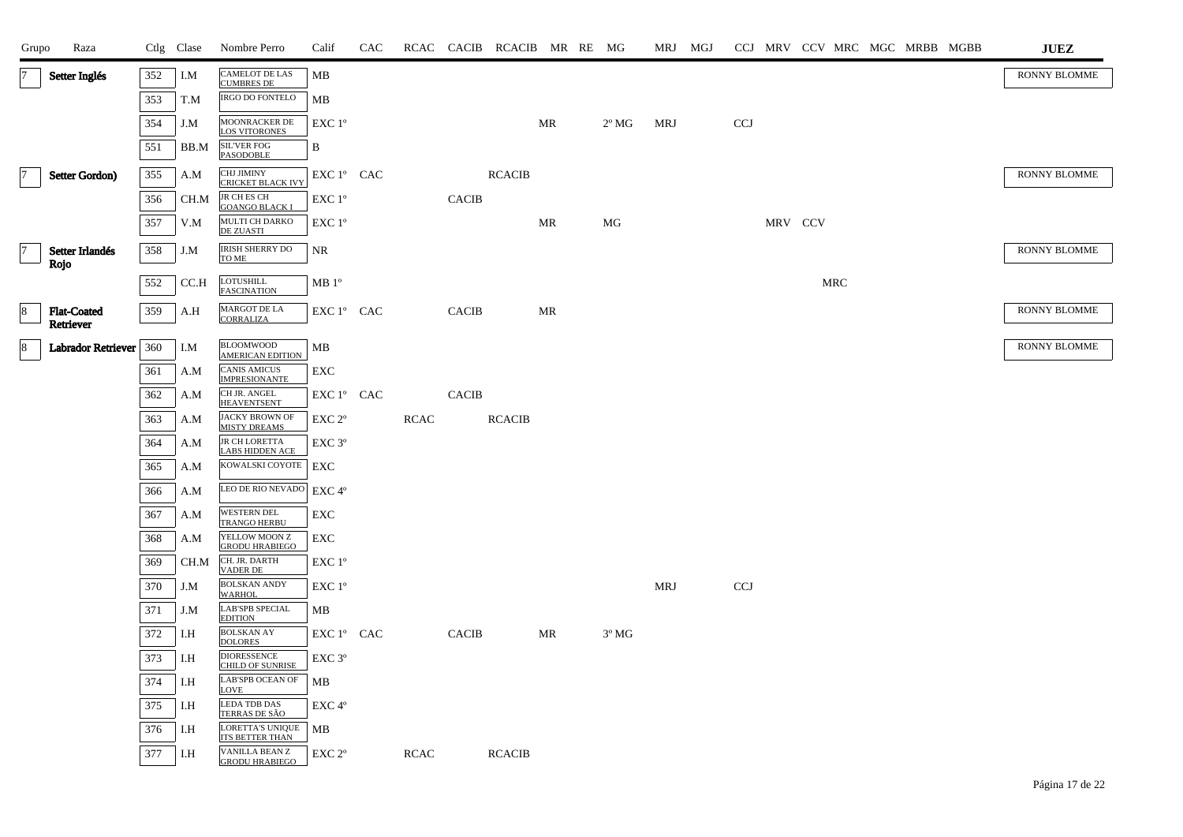| Grupo | Raza | Ctlg | Clase | Nombre Perro | Calif | CAC | RCAC | CACIB | RCACIB | MR | RE | MG | MRJ | MGJ | CCJ | MRV | CCV | MRC | MGC | MRBB | MGBB | JUEZ |
|---|---|---|---|---|---|---|---|---|---|---|---|---|---|---|---|---|---|---|---|---|---|---|
| 7 | Setter Inglés | 352 | I.M | CAMELOT DE LAS CUMBRES DE | MB | | | | | | | | | | | | | | | | | RONNY BLOMME |
| | | 353 | T.M | IRGO DO FONTELO | MB | | | | | | | | | | | | | | | | | |
| | | 354 | J.M | MOONRACKER DE LOS VITORONES | EXC 1º | | | | | MR | | 2º MG | MRJ | | CCJ | | | | | | | |
| | | 551 | BB.M | SIL'VER FOG PASODOBLE | B | | | | | | | | | | | | | | | | | |
| 7 | Setter Gordon) | 355 | A.M | CHJ JIMINY CRICKET BLACK IVY | EXC 1º | CAC | | | RCACIB | | | | | | | | | | | | | RONNY BLOMME |
| | | 356 | CH.M | JR CH ES CH GOANGO BLACK I | EXC 1º | | | CACIB | | | | | | | | | | | | | | |
| | | 357 | V.M | MULTI CH DARKO DE ZUASTI | EXC 1º | | | | | MR | | MG | | | | MRV | CCV | | | | | |
| 7 | Setter Irlandés Rojo | 358 | J.M | IRISH SHERRY DO TO ME | NR | | | | | | | | | | | | | | | | | RONNY BLOMME |
| | | 552 | CC.H | LOTUSHILL FASCINATION | MB 1º | | | | | | | | | | | | | MRC | | | | |
| 8 | Flat-Coated Retriever | 359 | A.H | MARGOT DE LA CORRALIZA | EXC 1º | CAC | | CACIB | | MR | | | | | | | | | | | | RONNY BLOMME |
| 8 | Labrador Retriever | 360 | I.M | BLOOMWOOD AMERICAN EDITION | MB | | | | | | | | | | | | | | | | | RONNY BLOMME |
| | | 361 | A.M | CANIS AMICUS IMPRESIONANTE | EXC | | | | | | | | | | | | | | | | | |
| | | 362 | A.M | CH JR. ANGEL HEAVENTSENT | EXC 1º | CAC | | CACIB | | | | | | | | | | | | | | |
| | | 363 | A.M | JACKY BROWN OF MISTY DREAMS | EXC 2º | | RCAC | | RCACIB | | | | | | | | | | | | | |
| | | 364 | A.M | JR CH LORETTA LABS HIDDEN ACE | EXC 3º | | | | | | | | | | | | | | | | | |
| | | 365 | A.M | KOWALSKI COYOTE | EXC | | | | | | | | | | | | | | | | | |
| | | 366 | A.M | LEO DE RIO NEVADO | EXC 4º | | | | | | | | | | | | | | | | | |
| | | 367 | A.M | WESTERN DEL TRANGO HERBU | EXC | | | | | | | | | | | | | | | | | |
| | | 368 | A.M | YELLOW MOON Z GRODU HRABIEGO | EXC | | | | | | | | | | | | | | | | | |
| | | 369 | CH.M | CH. JR. DARTH VADER DE | EXC 1º | | | | | | | | | | | | | | | | | |
| | | 370 | J.M | BOLSKAN ANDY WARHOL | EXC 1º | | | | | | | | MRJ | | CCJ | | | | | | | |
| | | 371 | J.M | LAB'SPB SPECIAL EDITION | MB | | | | | | | | | | | | | | | | | |
| | | 372 | I.H | BOLSKAN AY DOLORES | EXC 1º | CAC | | CACIB | | MR | | 3º MG | | | | | | | | | | |
| | | 373 | I.H | DIORESSENCE CHILD OF SUNRISE | EXC 3º | | | | | | | | | | | | | | | | | |
| | | 374 | I.H | LAB'SPB OCEAN OF LOVE | MB | | | | | | | | | | | | | | | | | |
| | | 375 | I.H | LEDA TDB DAS TERRAS DE SÃO | EXC 4º | | | | | | | | | | | | | | | | | |
| | | 376 | I.H | LORETTA'S UNIQUE ITS BETTER THAN | MB | | | | | | | | | | | | | | | | | |
| | | 377 | I.H | VANILLA BEAN Z GRODU HRABIEGO | EXC 2º | | RCAC | | RCACIB | | | | | | | | | | | | | |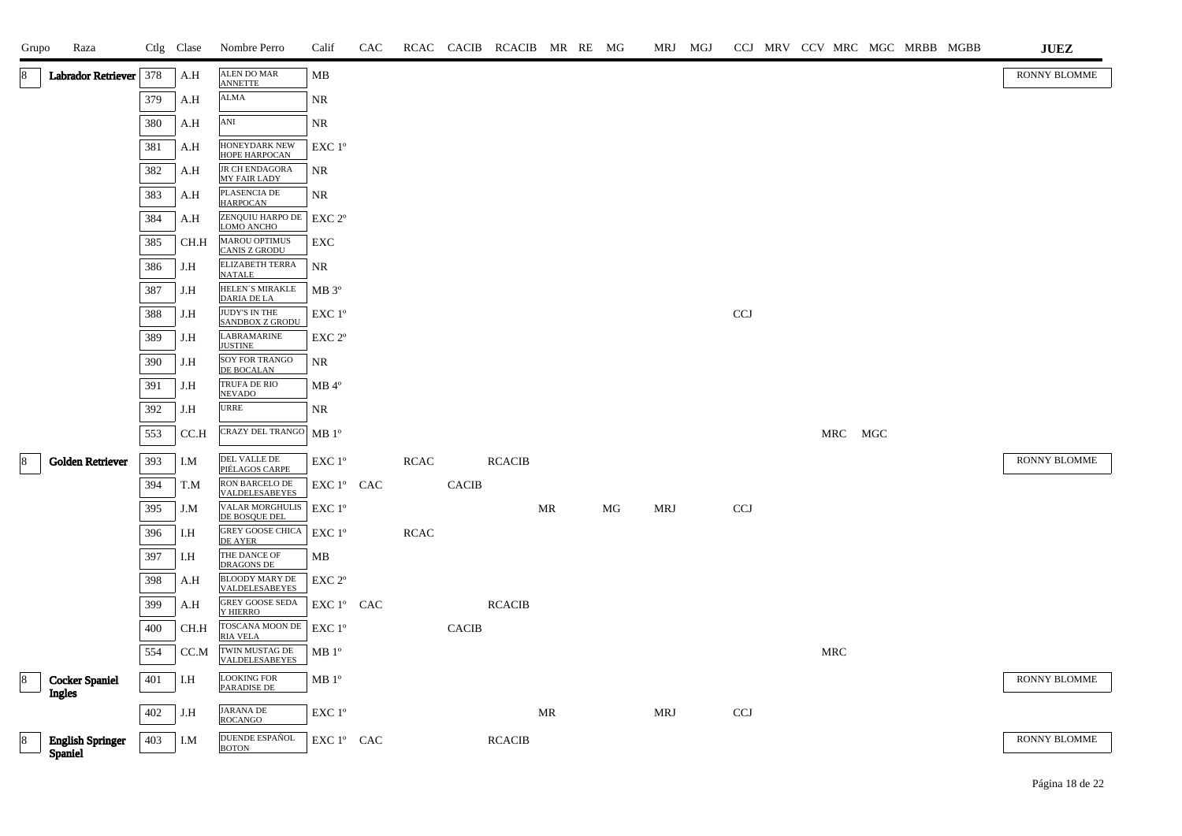| Grupo | Raza | Ctlg | Clase | Nombre Perro | Calif | CAC | RCAC | CACIB | RCACIB | MR | RE | MG | MRJ | MGJ | CCJ | MRV | CCV | MRC | MGC | MRBB | MGBB | JUEZ |
|---|---|---|---|---|---|---|---|---|---|---|---|---|---|---|---|---|---|---|---|---|---|---|
| 8 | Labrador Retriever | 378 | A.H | ALEN DO MAR ANNETTE | MB | | | | | | | | | | | | | | | | | RONNY BLOMME |
| | | 379 | A.H | ALMA | NR | | | | | | | | | | | | | | | | | |
| | | 380 | A.H | ANI | NR | | | | | | | | | | | | | | | | | |
| | | 381 | A.H | HONEYDARK NEW HOPE HARPOCAN | EXC 1º | | | | | | | | | | | | | | | | | |
| | | 382 | A.H | JR CH ENDAGORA MY FAIR LADY | NR | | | | | | | | | | | | | | | | | |
| | | 383 | A.H | PLASENCIA DE HARPOCAN | NR | | | | | | | | | | | | | | | | | |
| | | 384 | A.H | ZENQUIU HARPO DE LOMO ANCHO | EXC 2º | | | | | | | | | | | | | | | | | |
| | | 385 | CH.H | MAROU OPTIMUS CANIS Z GRODU | EXC | | | | | | | | | | | | | | | | | |
| | | 386 | J.H | ELIZABETH TERRA NATALE | NR | | | | | | | | | | | | | | | | | |
| | | 387 | J.H | HELEN´S MIRAKLE DARIA DE LA | MB 3º | | | | | | | | | | | | | | | | | |
| | | 388 | J.H | JUDY'S IN THE SANDBOX Z GRODU | EXC 1º | | | | | | | | | | CCJ | | | | | | | |
| | | 389 | J.H | LABRAMARINE JUSTINE | EXC 2º | | | | | | | | | | | | | | | | | |
| | | 390 | J.H | SOY FOR TRANGO DE BOCALAN | NR | | | | | | | | | | | | | | | | | |
| | | 391 | J.H | TRUFA DE RIO NEVADO | MB 4º | | | | | | | | | | | | | | | | | |
| | | 392 | J.H | URRE | NR | | | | | | | | | | | | | | | | | |
| | | 553 | CC.H | CRAZY DEL TRANGO | MB 1º | | | | | | | | | | | | | MRC | MGC | | | |
| 8 | Golden Retriever | 393 | I.M | DEL VALLE DE PIÉLAGOS CARPE | EXC 1º | | RCAC | | RCACIB | | | | | | | | | | | | | RONNY BLOMME |
| | | 394 | T.M | RON BARCELO DE VALDELESABEYES | EXC 1º | CAC | | CACIB | | | | | | | | | | | | | | |
| | | 395 | J.M | VALAR MORGHULIS DE BOSQUE DEL | EXC 1º | | | | | MR | | MG | MRJ | | CCJ | | | | | | | |
| | | 396 | I.H | GREY GOOSE CHICA DE AYER | EXC 1º | | RCAC | | | | | | | | | | | | | | | |
| | | 397 | I.H | THE DANCE OF DRAGONS DE | MB | | | | | | | | | | | | | | | | | |
| | | 398 | A.H | BLOODY MARY DE VALDELESABEYES | EXC 2º | | | | | | | | | | | | | | | | | |
| | | 399 | A.H | GREY GOOSE SEDA Y HIERRO | EXC 1º | CAC | | | RCACIB | | | | | | | | | | | | | |
| | | 400 | CH.H | TOSCANA MOON DE RIA VELA | EXC 1º | | | CACIB | | | | | | | | | | | | | | |
| | | 554 | CC.M | TWIN MUSTAG DE VALDELESABEYES | MB 1º | | | | | | | | | | | | | MRC | | | | |
| 8 | Cocker Spaniel Ingles | 401 | I.H | LOOKING FOR PARADISE DE | MB 1º | | | | | | | | | | | | | | | | | RONNY BLOMME |
| | | 402 | J.H | JARANA DE ROCANGO | EXC 1º | | | | | MR | | | MRJ | | CCJ | | | | | | | |
| 8 | English Springer Spaniel | 403 | I.M | DUENDE ESPAÑOL BOTON | EXC 1º | CAC | | | RCACIB | | | | | | | | | | | | | RONNY BLOMME |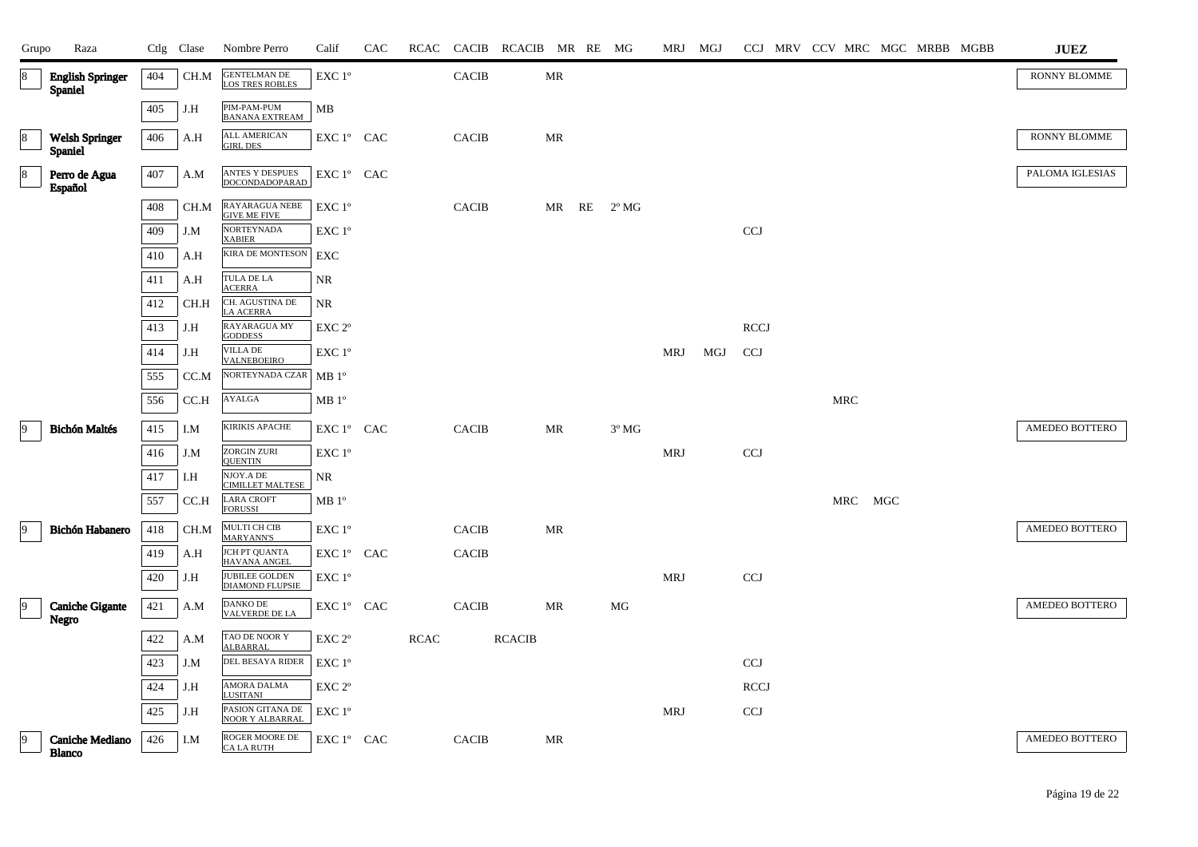| Grupo | Raza | Ctlg | Clase | Nombre Perro | Calif | CAC | RCAC | CACIB | RCACIB | MR | RE | MG | MRJ | MGJ | CCJ | MRV | CCV | MRC | MGC | MRBB | MGBB | JUEZ |
|---|---|---|---|---|---|---|---|---|---|---|---|---|---|---|---|---|---|---|---|---|---|---|
| 8 | English Springer Spaniel | 404 | CH.M | GENTELMAN DE LOS TRES ROBLES | EXC 1º | | | CACIB | | MR | | | | | | | | | | | | RONNY BLOMME |
| | | 405 | J.H | PIM-PAM-PUM BANANA EXTREAM | MB | | | | | | | | | | | | | | | | | |
| 8 | Welsh Springer Spaniel | 406 | A.H | ALL AMERICAN GIRL DES | EXC 1º | CAC | | CACIB | | MR | | | | | | | | | | | | RONNY BLOMME |
| 8 | Perro de Agua Español | 407 | A.M | ANTES Y DESPUES DOCONDADOPARAD | EXC 1º | CAC | | | | | | | | | | | | | | | | PALOMA IGLESIAS |
| | | 408 | CH.M | RAYARAGUA NEBE GIVE ME FIVE | EXC 1º | | | CACIB | | MR | RE | 2º MG | | | | | | | | | | |
| | | 409 | J.M | NORTEYNADA XABIER | EXC 1º | | | | | | | | | | CCJ | | | | | | | |
| | | 410 | A.H | KIRA DE MONTESON | EXC | | | | | | | | | | | | | | | | | |
| | | 411 | A.H | TULA DE LA ACERRA | NR | | | | | | | | | | | | | | | | | |
| | | 412 | CH.H | CH. AGUSTINA DE LA ACERRA | NR | | | | | | | | | | | | | | | | | |
| | | 413 | J.H | RAYARAGUA MY GODDESS | EXC 2º | | | | | | | | | | RCCJ | | | | | | | |
| | | 414 | J.H | VILLA DE VALNEBOEIRO | EXC 1º | | | | | | | | MRJ | MGJ | CCJ | | | | | | | |
| | | 555 | CC.M | NORTEYNADA CZAR | MB 1º | | | | | | | | | | | | | | | | | |
| | | 556 | CC.H | AYALGA | MB 1º | | | | | | | | | | | | | MRC | | | | |
| 9 | Bichón Maltés | 415 | I.M | KIRIKIS APACHE | EXC 1º | CAC | | CACIB | | MR | | 3º MG | | | | | | | | | | AMEDEO BOTTERO |
| | | 416 | J.M | ZORGIN ZURI QUENTIN | EXC 1º | | | | | | | | MRJ | | CCJ | | | | | | | |
| | | 417 | I.H | NJOY.A DE CIMILLET MALTESE | NR | | | | | | | | | | | | | | | | | |
| | | 557 | CC.H | LARA CROFT FORUSSI | MB 1º | | | | | | | | | | | | | MRC | MGC | | | |
| 9 | Bichón Habanero | 418 | CH.M | MULTI CH CIB MARYANN'S | EXC 1º | | | CACIB | | MR | | | | | | | | | | | | AMEDEO BOTTERO |
| | | 419 | A.H | JCH PT QUANTA HAVANA ANGEL | EXC 1º | CAC | | CACIB | | | | | | | | | | | | | | |
| | | 420 | J.H | JUBILEE GOLDEN DIAMOND FLUPSIE | EXC 1º | | | | | | | | MRJ | | CCJ | | | | | | | |
| 9 | Caniche Gigante Negro | 421 | A.M | DANKO DE VALVERDE DE LA | EXC 1º | CAC | | CACIB | | MR | | MG | | | | | | | | | | AMEDEO BOTTERO |
| | | 422 | A.M | TAO DE NOOR Y ALBARRAL | EXC 2º | | RCAC | | RCACIB | | | | | | | | | | | | | |
| | | 423 | J.M | DEL BESAYA RIDER | EXC 1º | | | | | | | | | | CCJ | | | | | | | |
| | | 424 | J.H | AMORA DALMA LUSITANI | EXC 2º | | | | | | | | | | RCCJ | | | | | | | |
| | | 425 | J.H | PASION GITANA DE NOOR Y ALBARRAL | EXC 1º | | | | | | | | MRJ | | CCJ | | | | | | | |
| 9 | Caniche Mediano Blanco | 426 | I.M | ROGER MOORE DE CA LA RUTH | EXC 1º | CAC | | CACIB | | MR | | | | | | | | | | | | AMEDEO BOTTERO |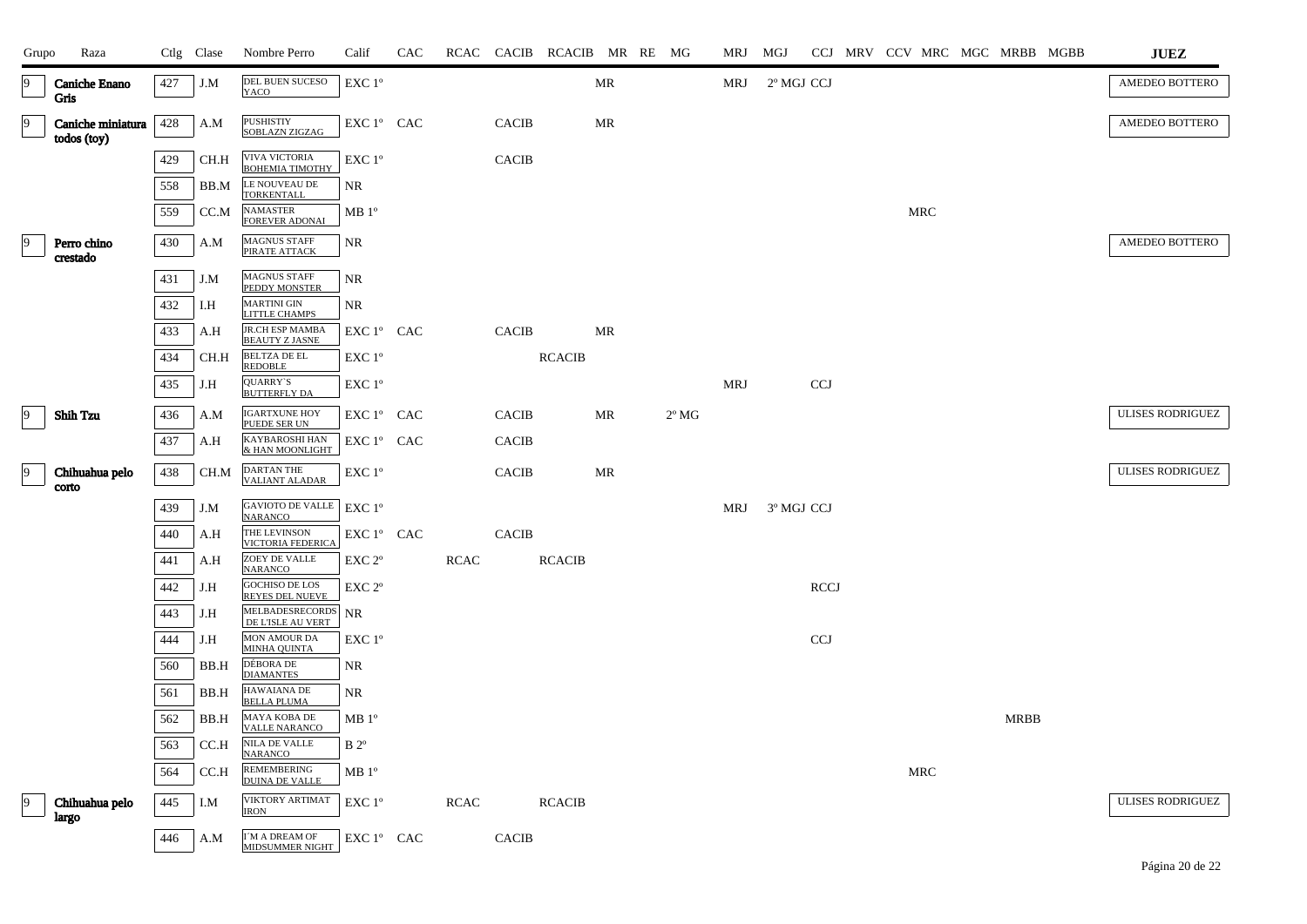| Grupo | Raza | Ctlg | Clase | Nombre Perro | Calif | CAC | RCAC | CACIB | RCACIB | MR | RE | MG | MRJ | MGJ | CCJ | MRV | CCV | MRC | MGC | MRBB | MGBB | JUEZ |
|---|---|---|---|---|---|---|---|---|---|---|---|---|---|---|---|---|---|---|---|---|---|---|
| 9 | Caniche Enano Gris | 427 | J.M | DEL BUEN SUCESO YACO | EXC 1º | | | | | MR | | | MRJ | 2º MGJ | CCJ | | | | | | | AMEDEO BOTTERO |
| 9 | Caniche miniatura todos (toy) | 428 | A.M | PUSHISTIY SOBLAZN ZIGZAG | EXC 1º | CAC | | CACIB | | MR | | | | | | | | | | | | AMEDEO BOTTERO |
| | | 429 | CH.H | VIVA VICTORIA BOHEMIA TIMOTHY | EXC 1º | | | CACIB | | | | | | | | | | | | | | |
| | | 558 | BB.M | LE NOUVEAU DE TORKENTALL | NR | | | | | | | | | | | | | | | | | |
| | | 559 | CC.M | NAMASTER FOREVER ADONAI | MB 1º | | | | | | | | | | | | | MRC | | | | |
| 9 | Perro chino crestado | 430 | A.M | MAGNUS STAFF PIRATE ATTACK | NR | | | | | | | | | | | | | | | | | AMEDEO BOTTERO |
| | | 431 | J.M | MAGNUS STAFF PEDDY MONSTER | NR | | | | | | | | | | | | | | | | | |
| | | 432 | I.H | MARTINI GIN LITTLE CHAMPS | NR | | | | | | | | | | | | | | | | | |
| | | 433 | A.H | JR.CH ESP MAMBA BEAUTY Z JASNE | EXC 1º | CAC | | CACIB | | MR | | | | | | | | | | | | |
| | | 434 | CH.H | BELTZA DE EL REDOBLE | EXC 1º | | | | RCACIB | | | | | | | | | | | | | |
| | | 435 | J.H | QUARRY`S BUTTERFLY DA | EXC 1º | | | | | | | | MRJ | | CCJ | | | | | | | |
| 9 | Shih Tzu | 436 | A.M | IGARTXUNE HOY PUEDE SER UN | EXC 1º | CAC | | CACIB | | MR | | 2º MG | | | | | | | | | | ULISES RODRIGUEZ |
| | | 437 | A.H | KAYBAROSHI HAN & HAN MOONLIGHT | EXC 1º | CAC | | CACIB | | | | | | | | | | | | | | |
| 9 | Chihuahua pelo corto | 438 | CH.M | DARTAN THE VALIANT ALADAR | EXC 1º | | | CACIB | | MR | | | | | | | | | | | | ULISES RODRIGUEZ |
| | | 439 | J.M | GAVIOTO DE VALLE NARANCO | EXC 1º | | | | | | | | MRJ | 3º MGJ | CCJ | | | | | | | |
| | | 440 | A.H | THE LEVINSON VICTORIA FEDERICA | EXC 1º | CAC | | CACIB | | | | | | | | | | | | | | |
| | | 441 | A.H | ZOEY DE VALLE NARANCO | EXC 2º | | RCAC | | RCACIB | | | | | | | | | | | | | |
| | | 442 | J.H | GOCHISO DE LOS REYES DEL NUEVE | EXC 2º | | | | | | | | | | RCCJ | | | | | | | |
| | | 443 | J.H | MELBADESRECORDS DE L'ISLE AU VERT | NR | | | | | | | | | | | | | | | | | |
| | | 444 | J.H | MON AMOUR DA MINHA QUINTA | EXC 1º | | | | | | | | | | CCJ | | | | | | | |
| | | 560 | BB.H | DÉBORA DE DIAMANTES | NR | | | | | | | | | | | | | | | | | |
| | | 561 | BB.H | HAWAIANA DE BELLA PLUMA | NR | | | | | | | | | | | | | | | | | |
| | | 562 | BB.H | MAYA KOBA DE VALLE NARANCO | MB 1º | | | | | | | | | | | | | | | MRBB | | |
| | | 563 | CC.H | NILA DE VALLE NARANCO | B 2º | | | | | | | | | | | | | | | | | |
| | | 564 | CC.H | REMEMBERING DUINA DE VALLE | MB 1º | | | | | | | | | | | | | MRC | | | | |
| 9 | Chihuahua pelo largo | 445 | I.M | VIKTORY ARTIMAT IRON | EXC 1º | | RCAC | | RCACIB | | | | | | | | | | | | | ULISES RODRIGUEZ |
| | | 446 | A.M | I´M A DREAM OF MIDSUMMER NIGHT | EXC 1º | CAC | | CACIB | | | | | | | | | | | | | | |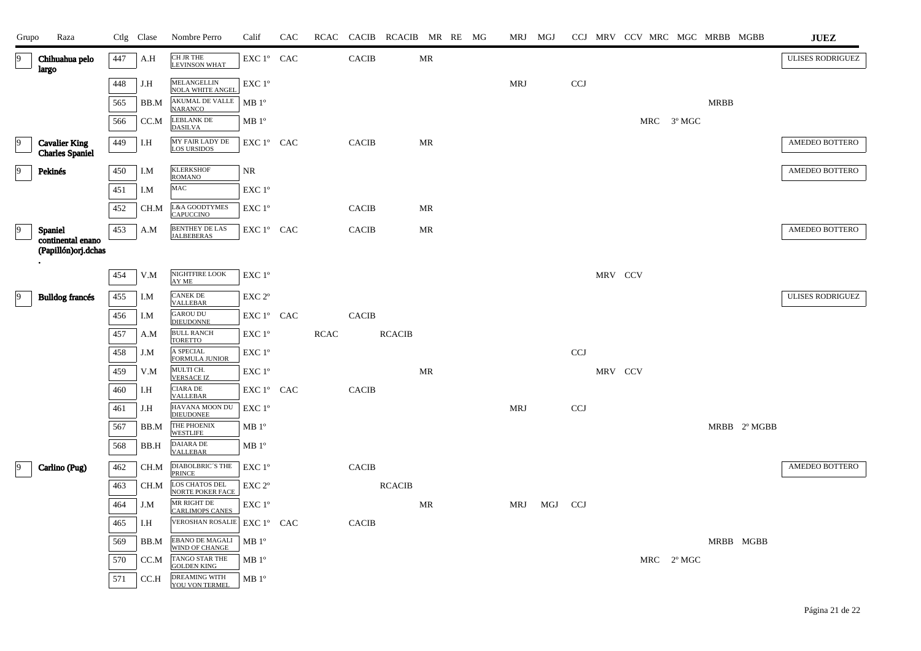| Grupo | Raza | Ctlg | Clase | Nombre Perro | Calif | CAC | RCAC | CACIB | RCACIB | MR | RE | MG | MRJ | MGJ | CCJ | MRV | CCV | MRC | MGC | MRBB | MGBB | JUEZ |
|---|---|---|---|---|---|---|---|---|---|---|---|---|---|---|---|---|---|---|---|---|---|---|
| 9 | **Chihuahua pelo largo** | 447 | A.H | CH JR THE LEVINSON WHAT | EXC 1º | CAC | | CACIB | | MR | | | | | | | | | | | | ULISES RODRIGUEZ |
| | | 448 | J.H | MELANGELLIN NOLA WHITE ANGEL | EXC 1º | | | | | | | | MRJ | | CCJ | | | | | | | |
| | | 565 | BB.M | AKUMAL DE VALLE NARANCO | MB 1º | | | | | | | | | | | | | | | MRBB | | |
| | | 566 | CC.M | LEBLANK DE DASILVA | MB 1º | | | | | | | | | | | | | MRC | 3º MGC | | | |
| 9 | **Cavalier King Charles Spaniel** | 449 | I.H | MY FAIR LADY DE LOS URSIDOS | EXC 1º | CAC | | CACIB | | MR | | | | | | | | | | | | AMEDEO BOTTERO |
| 9 | **Pekinés** | 450 | I.M | KLERKSHOF ROMANO | NR | | | | | | | | | | | | | | | | | AMEDEO BOTTERO |
| | | 451 | I.M | MAC | EXC 1º | | | | | | | | | | | | | | | | | |
| | | 452 | CH.M | L&A GOODTYMES CAPUCCINO | EXC 1º | | | CACIB | | MR | | | | | | | | | | | | |
| 9 | **Spaniel continental enano (Papillón)orj.dchas .** | 453 | A.M | BENTHEY DE LAS JALBEBERAS | EXC 1º | CAC | | CACIB | | MR | | | | | | | | | | | | AMEDEO BOTTERO |
| | | 454 | V.M | NIGHTFIRE LOOK AY ME | EXC 1º | | | | | | | | | | | MRV | CCV | | | | | |
| 9 | **Bulldog francés** | 455 | I.M | CANEK DE VALLEBAR | EXC 2º | | | | | | | | | | | | | | | | | ULISES RODRIGUEZ |
| | | 456 | I.M | GAROU DU DIEUDONNE | EXC 1º | CAC | | CACIB | | | | | | | | | | | | | | |
| | | 457 | A.M | BULL RANCH TORETTO | EXC 1º | | RCAC | | RCACIB | | | | | | | | | | | | | |
| | | 458 | J.M | A SPECIAL FORMULA JUNIOR | EXC 1º | | | | | | | | | | CCJ | | | | | | | |
| | | 459 | V.M | MULTI CH. VERSACE IZ | EXC 1º | | | | | MR | | | | | | MRV | CCV | | | | | |
| | | 460 | I.H | CIARA DE VALLEBAR | EXC 1º | CAC | | CACIB | | | | | | | | | | | | | | |
| | | 461 | J.H | HAVANA MOON DU DIEUDONEE | EXC 1º | | | | | | | | MRJ | | CCJ | | | | | | | |
| | | 567 | BB.M | THE PHOENIX WESTLIFE | MB 1º | | | | | | | | | | | | | | | MRBB | 2º MGBB | |
| | | 568 | BB.H | DAIARA DE VALLEBAR | MB 1º | | | | | | | | | | | | | | | | | |
| 9 | **Carlino (Pug)** | 462 | CH.M | DIABOLBRIC´S THE PRINCE | EXC 1º | | | CACIB | | | | | | | | | | | | | | AMEDEO BOTTERO |
| | | 463 | CH.M | LOS CHATOS DEL NORTE POKER FACE | EXC 2º | | | | RCACIB | | | | | | | | | | | | | |
| | | 464 | J.M | MR RIGHT DE CARLIMOPS CANES | EXC 1º | | | | | MR | | | MRJ | MGJ | CCJ | | | | | | | |
| | | 465 | I.H | VEROSHAN ROSALIE | EXC 1º | CAC | | CACIB | | | | | | | | | | | | | | |
| | | 569 | BB.M | EBANO DE MAGALI WIND OF CHANGE | MB 1º | | | | | | | | | | | | | | | MRBB | MGBB | |
| | | 570 | CC.M | TANGO STAR THE GOLDEN KING | MB 1º | | | | | | | | | | | | | MRC | 2º MGC | | | |
| | | 571 | CC.H | DREAMING WITH YOU VON TERMEL | MB 1º | | | | | | | | | | | | | | | | | |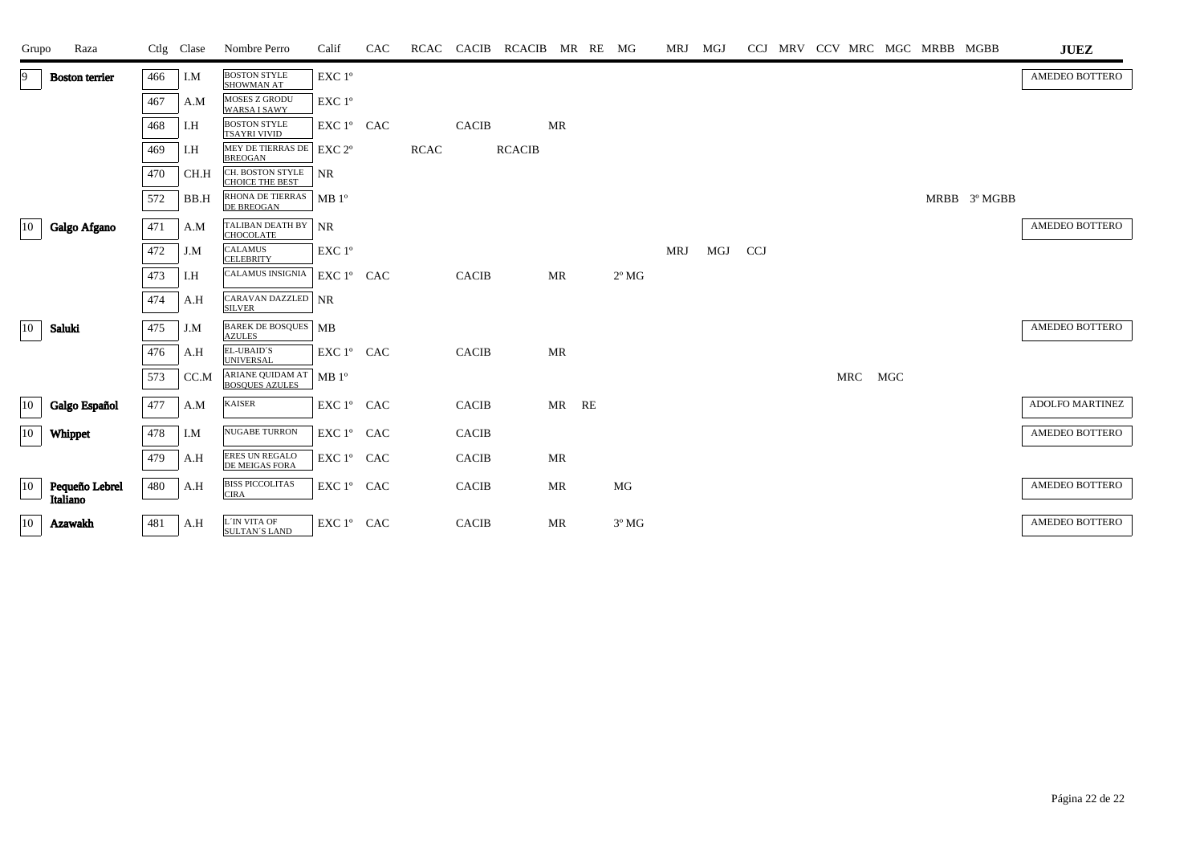| Grupo | Raza | Ctlg | Clase | Nombre Perro | Calif | CAC | RCAC | CACIB | RCACIB | MR | RE | MG | MRJ | MGJ | CCJ | MRV | CCV | MRC | MGC | MRBB | MGBB | JUEZ |
|---|---|---|---|---|---|---|---|---|---|---|---|---|---|---|---|---|---|---|---|---|---|---|
| 9 | **Boston terrier** | 466 | I.M | BOSTON STYLE SHOWMAN AT | EXC 1º | | | | | | | | | | | | | | | | | AMEDEO BOTTERO |
| | | 467 | A.M | MOSES Z GRODU WARSA I SAWY | EXC 1º | | | | | | | | | | | | | | | | | |
| | | 468 | I.H | BOSTON STYLE TSAYRI VIVID | EXC 1º | CAC | | CACIB | | MR | | | | | | | | | | | | |
| | | 469 | I.H | MEY DE TIERRAS DE BREOGAN | EXC 2º | | RCAC | | RCACIB | | | | | | | | | | | | | |
| | | 470 | CH.H | CH. BOSTON STYLE CHOICE THE BEST | NR | | | | | | | | | | | | | | | | | |
| | | 572 | BB.H | RHONA DE TIERRAS DE BREOGAN | MB 1º | | | | | | | | | | | | | | | MRBB | 3º MGBB | |
| 10 | **Galgo Afgano** | 471 | A.M | TALIBAN DEATH BY CHOCOLATE | NR | | | | | | | | | | | | | | | | | AMEDEO BOTTERO |
| | | 472 | J.M | CALAMUS CELEBRITY | EXC 1º | | | | | | | | MRJ | MGJ | CCJ | | | | | | | |
| | | 473 | I.H | CALAMUS INSIGNIA | EXC 1º | CAC | | CACIB | | MR | | 2º MG | | | | | | | | | | |
| | | 474 | A.H | CARAVAN DAZZLED SILVER | NR | | | | | | | | | | | | | | | | | |
| 10 | **Saluki** | 475 | J.M | BAREK DE BOSQUES AZULES | MB | | | | | | | | | | | | | | | | | AMEDEO BOTTERO |
| | | 476 | A.H | EL-UBAID´S UNIVERSAL | EXC 1º | CAC | | CACIB | | MR | | | | | | | | | | | | |
| | | 573 | CC.M | ARIANE QUIDAM AT BOSQUES AZULES | MB 1º | | | | | | | | | | | | | MRC | MGC | | | |
| 10 | **Galgo Español** | 477 | A.M | KAISER | EXC 1º | CAC | | CACIB | | MR | RE | | | | | | | | | | | ADOLFO MARTINEZ |
| 10 | **Whippet** | 478 | I.M | NUGABE TURRON | EXC 1º | CAC | | CACIB | | | | | | | | | | | | | | AMEDEO BOTTERO |
| | | 479 | A.H | ERES UN REGALO DE MEIGAS FORA | EXC 1º | CAC | | CACIB | | MR | | | | | | | | | | | | |
| 10 | **Pequeño Lebrel Italiano** | 480 | A.H | BISS PICCOLITAS CIRA | EXC 1º | CAC | | CACIB | | MR | | MG | | | | | | | | | | AMEDEO BOTTERO |
| 10 | **Azawakh** | 481 | A.H | L´IN VITA OF SULTAN´S LAND | EXC 1º | CAC | | CACIB | | MR | | 3º MG | | | | | | | | | | AMEDEO BOTTERO |